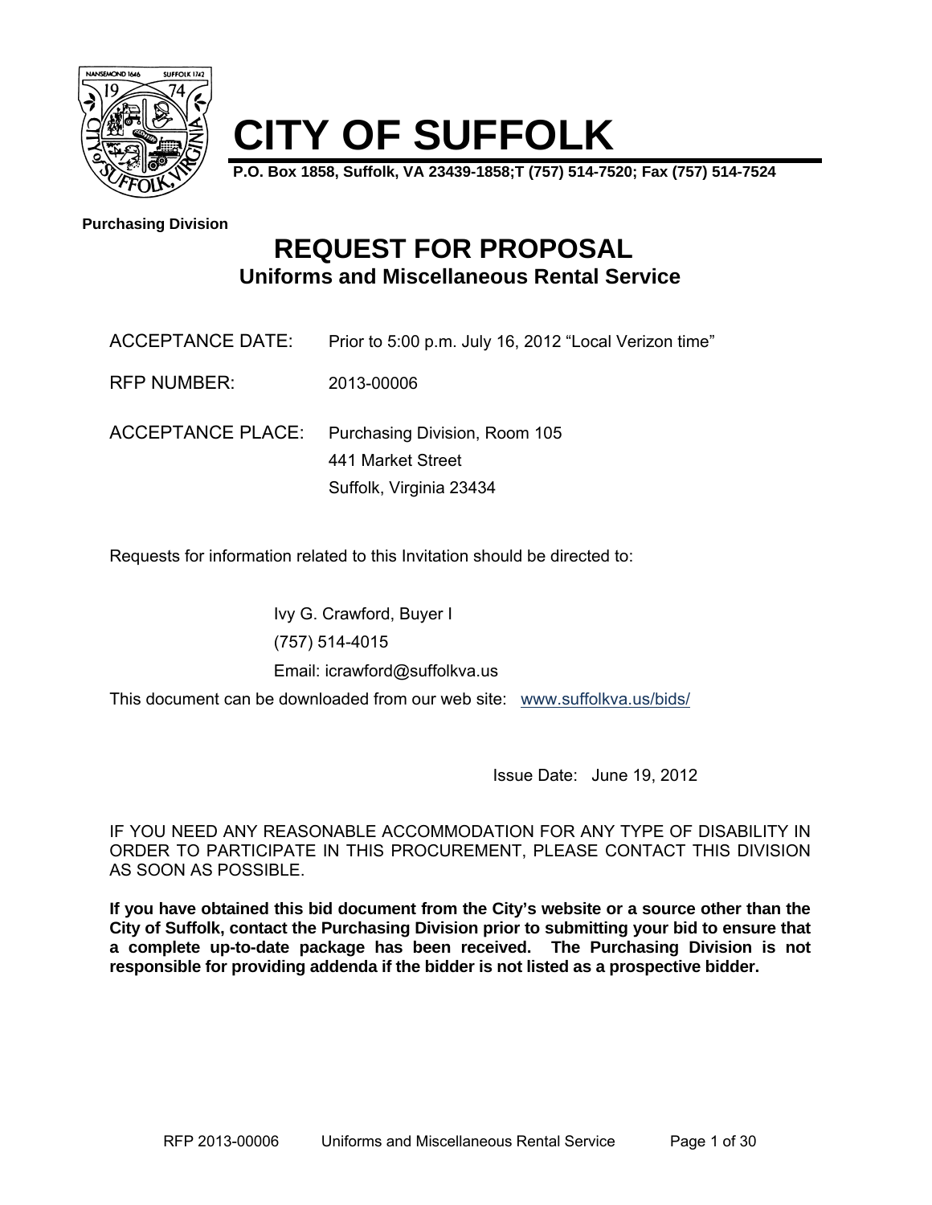# CITY OF SUFFOLK

**P.O. Box 1858, Suffolk, VA 23439-1858;T (757) 514-7520; Fax (757) 514-7524**

**Purchasing Division**

## REQUEST FOR PROPOSAL

### Uniforms and Miscellaneous Rental Service

ACCEPTANCE DATE: Prior to 5:00 p.m. July 16, 2012 "Local Verizon time"

RFP NUMBER: 2013-00006

ACCEPTANCE PLACE: Purchasing Division, Room 105
441 Market Street
Suffolk, Virginia 23434

Requests for information related to this Invitation should be directed to:

Ivy G. Crawford, Buyer I
(757) 514-4015
Email: icrawford@suffolkva.us

This document can be downloaded from our web site: www.suffolkva.us/bids/

Issue Date: June 19, 2012

IF YOU NEED ANY REASONABLE ACCOMMODATION FOR ANY TYPE OF DISABILITY IN ORDER TO PARTICIPATE IN THIS PROCUREMENT, PLEASE CONTACT THIS DIVISION AS SOON AS POSSIBLE.

**If you have obtained this bid document from the City's website or a source other than the City of Suffolk, contact the Purchasing Division prior to submitting your bid to ensure that a complete up-to-date package has been received. The Purchasing Division is not responsible for providing addenda if the bidder is not listed as a prospective bidder.**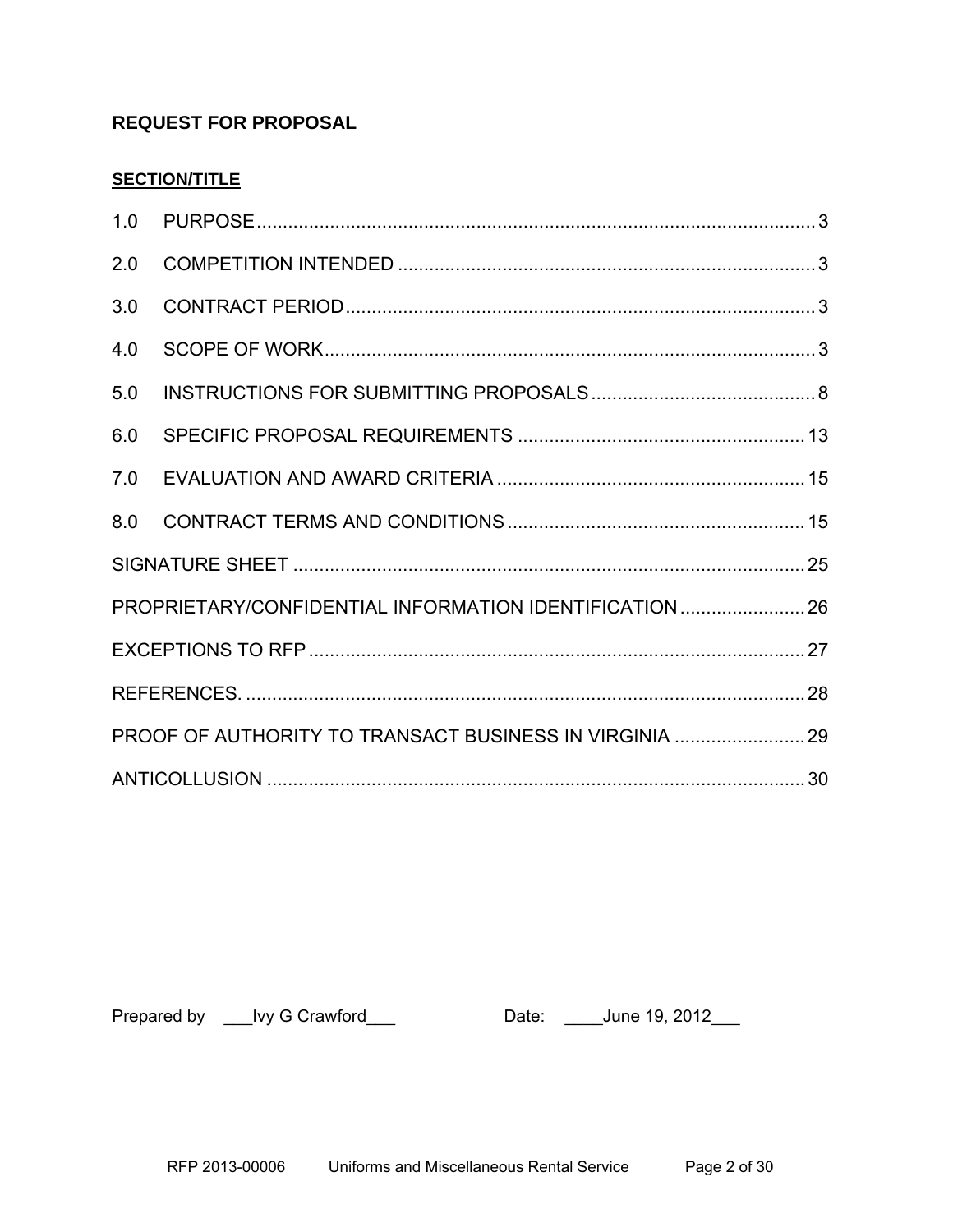## REQUEST FOR PROPOSAL

**SECTION/TITLE**

| | | |
|---|---|---|
| 1.0 | PURPOSE | 3 |
| 2.0 | COMPETITION INTENDED | 3 |
| 3.0 | CONTRACT PERIOD | 3 |
| 4.0 | SCOPE OF WORK | 3 |
| 5.0 | INSTRUCTIONS FOR SUBMITTING PROPOSALS | 8 |
| 6.0 | SPECIFIC PROPOSAL REQUIREMENTS | 13 |
| 7.0 | EVALUATION AND AWARD CRITERIA | 15 |
| 8.0 | CONTRACT TERMS AND CONDITIONS | 15 |
| | SIGNATURE SHEET | 25 |
| | PROPRIETARY/CONFIDENTIAL INFORMATION IDENTIFICATION | 26 |
| | EXCEPTIONS TO RFP | 27 |
| | REFERENCES. | 28 |
| | PROOF OF AUTHORITY TO TRANSACT BUSINESS IN VIRGINIA | 29 |
| | ANTICOLLUSION | 30 |

Prepared by ___Ivy G Crawford___ Date: ____June 19, 2012___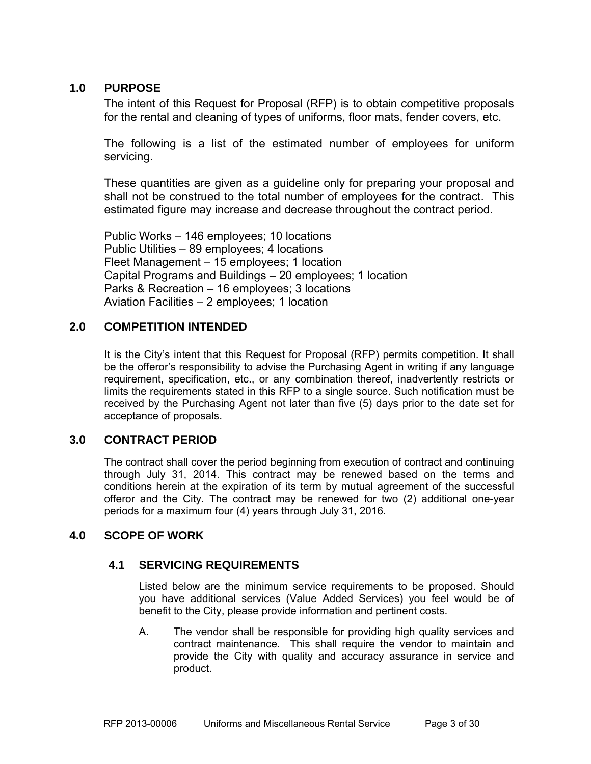## 1.0 PURPOSE

The intent of this Request for Proposal (RFP) is to obtain competitive proposals for the rental and cleaning of types of uniforms, floor mats, fender covers, etc.

The following is a list of the estimated number of employees for uniform servicing.

These quantities are given as a guideline only for preparing your proposal and shall not be construed to the total number of employees for the contract. This estimated figure may increase and decrease throughout the contract period.

Public Works – 146 employees; 10 locations
Public Utilities – 89 employees; 4 locations
Fleet Management – 15 employees; 1 location
Capital Programs and Buildings – 20 employees; 1 location
Parks & Recreation – 16 employees; 3 locations
Aviation Facilities – 2 employees; 1 location

## 2.0 COMPETITION INTENDED

It is the City's intent that this Request for Proposal (RFP) permits competition. It shall be the offeror's responsibility to advise the Purchasing Agent in writing if any language requirement, specification, etc., or any combination thereof, inadvertently restricts or limits the requirements stated in this RFP to a single source. Such notification must be received by the Purchasing Agent not later than five (5) days prior to the date set for acceptance of proposals.

## 3.0 CONTRACT PERIOD

The contract shall cover the period beginning from execution of contract and continuing through July 31, 2014. This contract may be renewed based on the terms and conditions herein at the expiration of its term by mutual agreement of the successful offeror and the City. The contract may be renewed for two (2) additional one-year periods for a maximum four (4) years through July 31, 2016.

## 4.0 SCOPE OF WORK

### 4.1 SERVICING REQUIREMENTS

Listed below are the minimum service requirements to be proposed. Should you have additional services (Value Added Services) you feel would be of benefit to the City, please provide information and pertinent costs.

A. The vendor shall be responsible for providing high quality services and contract maintenance. This shall require the vendor to maintain and provide the City with quality and accuracy assurance in service and product.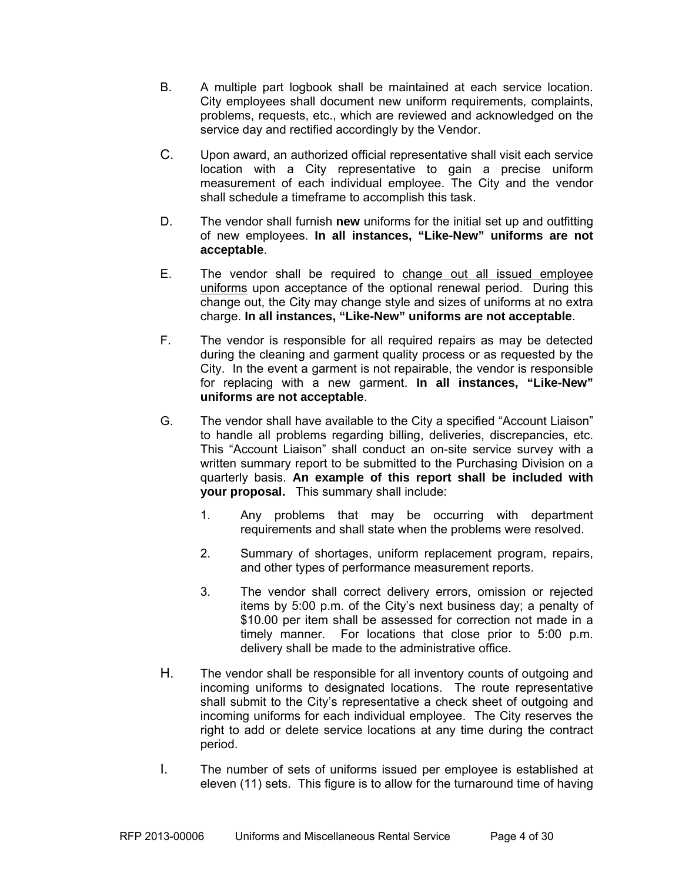B. A multiple part logbook shall be maintained at each service location. City employees shall document new uniform requirements, complaints, problems, requests, etc., which are reviewed and acknowledged on the service day and rectified accordingly by the Vendor.

C. Upon award, an authorized official representative shall visit each service location with a City representative to gain a precise uniform measurement of each individual employee. The City and the vendor shall schedule a timeframe to accomplish this task.

D. The vendor shall furnish **new** uniforms for the initial set up and outfitting of new employees. **In all instances, "Like-New" uniforms are not acceptable**.

E. The vendor shall be required to <u>change out all issued employee uniforms</u> upon acceptance of the optional renewal period. During this change out, the City may change style and sizes of uniforms at no extra charge. **In all instances, "Like-New" uniforms are not acceptable**.

F. The vendor is responsible for all required repairs as may be detected during the cleaning and garment quality process or as requested by the City. In the event a garment is not repairable, the vendor is responsible for replacing with a new garment. **In all instances, "Like-New" uniforms are not acceptable**.

G. The vendor shall have available to the City a specified "Account Liaison" to handle all problems regarding billing, deliveries, discrepancies, etc. This "Account Liaison" shall conduct an on-site service survey with a written summary report to be submitted to the Purchasing Division on a quarterly basis. **An example of this report shall be included with your proposal.** This summary shall include:

   1. Any problems that may be occurring with department requirements and shall state when the problems were resolved.

   2. Summary of shortages, uniform replacement program, repairs, and other types of performance measurement reports.

   3. The vendor shall correct delivery errors, omission or rejected items by 5:00 p.m. of the City's next business day; a penalty of $10.00 per item shall be assessed for correction not made in a timely manner. For locations that close prior to 5:00 p.m. delivery shall be made to the administrative office.

H. The vendor shall be responsible for all inventory counts of outgoing and incoming uniforms to designated locations. The route representative shall submit to the City's representative a check sheet of outgoing and incoming uniforms for each individual employee. The City reserves the right to add or delete service locations at any time during the contract period.

I. The number of sets of uniforms issued per employee is established at eleven (11) sets. This figure is to allow for the turnaround time of having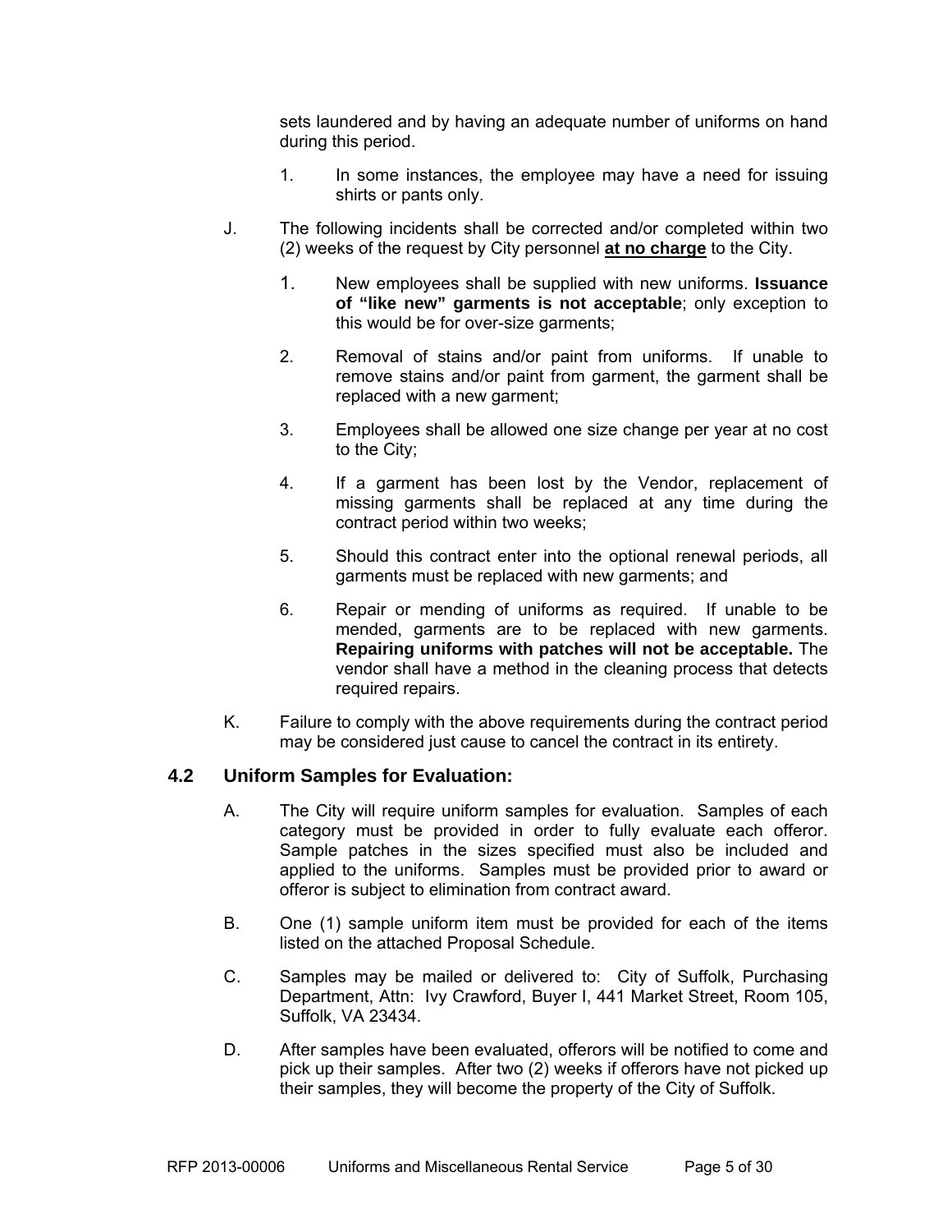sets laundered and by having an adequate number of uniforms on hand during this period.

1. In some instances, the employee may have a need for issuing shirts or pants only.

J. The following incidents shall be corrected and/or completed within two (2) weeks of the request by City personnel **at no charge** to the City.

1. New employees shall be supplied with new uniforms. **Issuance of "like new" garments is not acceptable**; only exception to this would be for over-size garments;

2. Removal of stains and/or paint from uniforms. If unable to remove stains and/or paint from garment, the garment shall be replaced with a new garment;

3. Employees shall be allowed one size change per year at no cost to the City;

4. If a garment has been lost by the Vendor, replacement of missing garments shall be replaced at any time during the contract period within two weeks;

5. Should this contract enter into the optional renewal periods, all garments must be replaced with new garments; and

6. Repair or mending of uniforms as required. If unable to be mended, garments are to be replaced with new garments. **Repairing uniforms with patches will not be acceptable.** The vendor shall have a method in the cleaning process that detects required repairs.

K. Failure to comply with the above requirements during the contract period may be considered just cause to cancel the contract in its entirety.

## 4.2 Uniform Samples for Evaluation:

A. The City will require uniform samples for evaluation. Samples of each category must be provided in order to fully evaluate each offeror. Sample patches in the sizes specified must also be included and applied to the uniforms. Samples must be provided prior to award or offeror is subject to elimination from contract award.

B. One (1) sample uniform item must be provided for each of the items listed on the attached Proposal Schedule.

C. Samples may be mailed or delivered to: City of Suffolk, Purchasing Department, Attn: Ivy Crawford, Buyer I, 441 Market Street, Room 105, Suffolk, VA 23434.

D. After samples have been evaluated, offerors will be notified to come and pick up their samples. After two (2) weeks if offerors have not picked up their samples, they will become the property of the City of Suffolk.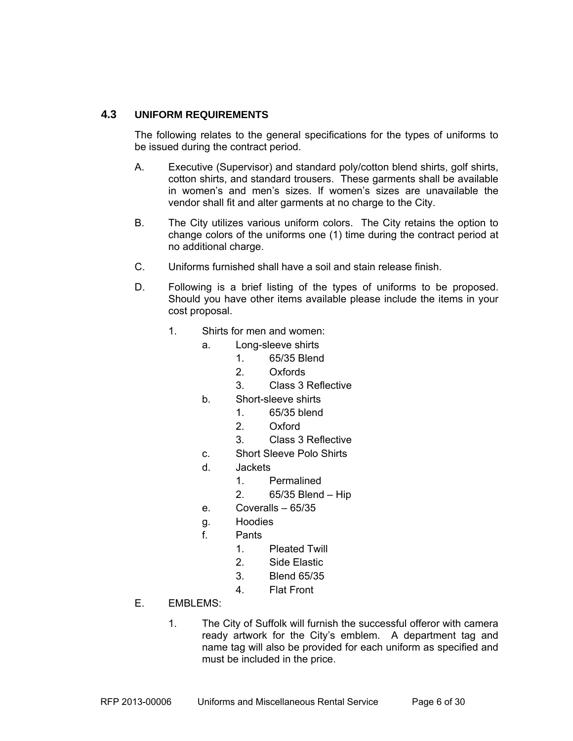## 4.3 UNIFORM REQUIREMENTS

The following relates to the general specifications for the types of uniforms to be issued during the contract period.

A. Executive (Supervisor) and standard poly/cotton blend shirts, golf shirts, cotton shirts, and standard trousers. These garments shall be available in women's and men's sizes. If women's sizes are unavailable the vendor shall fit and alter garments at no charge to the City.

B. The City utilizes various uniform colors. The City retains the option to change colors of the uniforms one (1) time during the contract period at no additional charge.

C. Uniforms furnished shall have a soil and stain release finish.

D. Following is a brief listing of the types of uniforms to be proposed. Should you have other items available please include the items in your cost proposal.

   1. Shirts for men and women:
      - a. Long-sleeve shirts
         1. 65/35 Blend
         2. Oxfords
         3. Class 3 Reflective
      - b. Short-sleeve shirts
         1. 65/35 blend
         2. Oxford
         3. Class 3 Reflective
      - c. Short Sleeve Polo Shirts
      - d. Jackets
         1. Permalined
         2. 65/35 Blend – Hip
      - e. Coveralls – 65/35
      - g. Hoodies
      - f. Pants
         1. Pleated Twill
         2. Side Elastic
         3. Blend 65/35
         4. Flat Front

E. EMBLEMS:

   1. The City of Suffolk will furnish the successful offeror with camera ready artwork for the City's emblem. A department tag and name tag will also be provided for each uniform as specified and must be included in the price.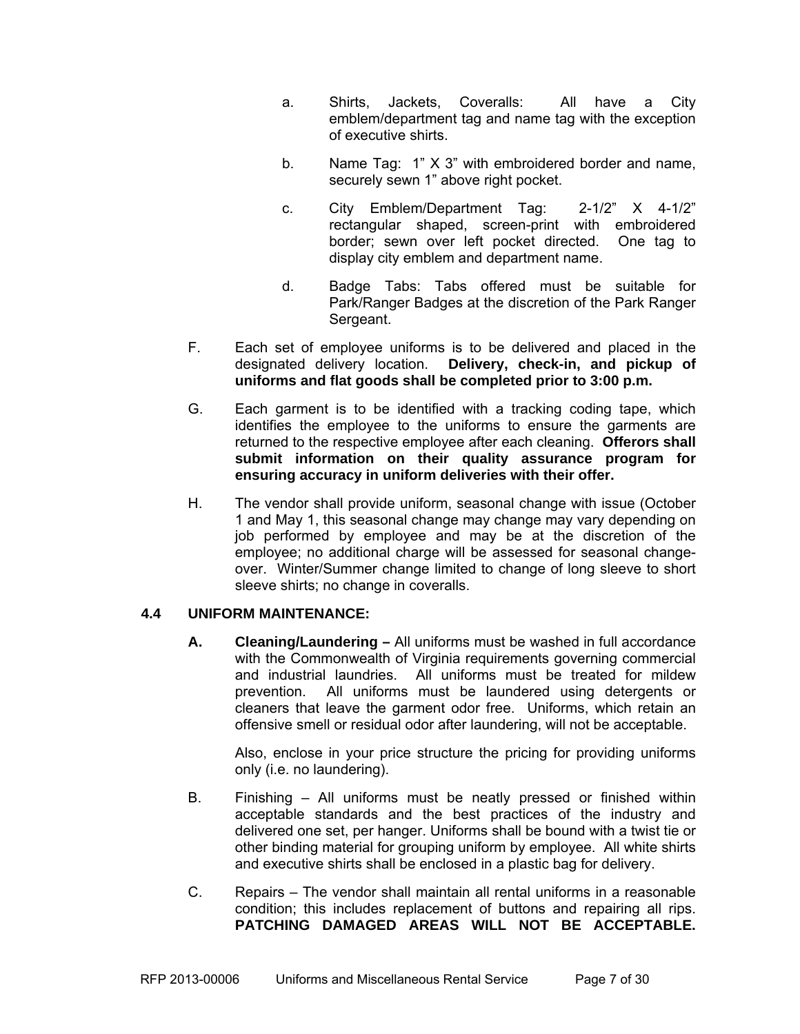a. Shirts, Jackets, Coveralls: All have a City emblem/department tag and name tag with the exception of executive shirts.

b. Name Tag: 1" X 3" with embroidered border and name, securely sewn 1" above right pocket.

c. City Emblem/Department Tag: 2-1/2" X 4-1/2" rectangular shaped, screen-print with embroidered border; sewn over left pocket directed. One tag to display city emblem and department name.

d. Badge Tabs: Tabs offered must be suitable for Park/Ranger Badges at the discretion of the Park Ranger Sergeant.

F. Each set of employee uniforms is to be delivered and placed in the designated delivery location. **Delivery, check-in, and pickup of uniforms and flat goods shall be completed prior to 3:00 p.m.**

G. Each garment is to be identified with a tracking coding tape, which identifies the employee to the uniforms to ensure the garments are returned to the respective employee after each cleaning. **Offerors shall submit information on their quality assurance program for ensuring accuracy in uniform deliveries with their offer.**

H. The vendor shall provide uniform, seasonal change with issue (October 1 and May 1, this seasonal change may change may vary depending on job performed by employee and may be at the discretion of the employee; no additional charge will be assessed for seasonal change-over. Winter/Summer change limited to change of long sleeve to short sleeve shirts; no change in coveralls.

## 4.4 UNIFORM MAINTENANCE:

**A. Cleaning/Laundering –** All uniforms must be washed in full accordance with the Commonwealth of Virginia requirements governing commercial and industrial laundries. All uniforms must be treated for mildew prevention. All uniforms must be laundered using detergents or cleaners that leave the garment odor free. Uniforms, which retain an offensive smell or residual odor after laundering, will not be acceptable.

Also, enclose in your price structure the pricing for providing uniforms only (i.e. no laundering).

B. Finishing – All uniforms must be neatly pressed or finished within acceptable standards and the best practices of the industry and delivered one set, per hanger. Uniforms shall be bound with a twist tie or other binding material for grouping uniform by employee. All white shirts and executive shirts shall be enclosed in a plastic bag for delivery.

C. Repairs – The vendor shall maintain all rental uniforms in a reasonable condition; this includes replacement of buttons and repairing all rips. **PATCHING DAMAGED AREAS WILL NOT BE ACCEPTABLE.**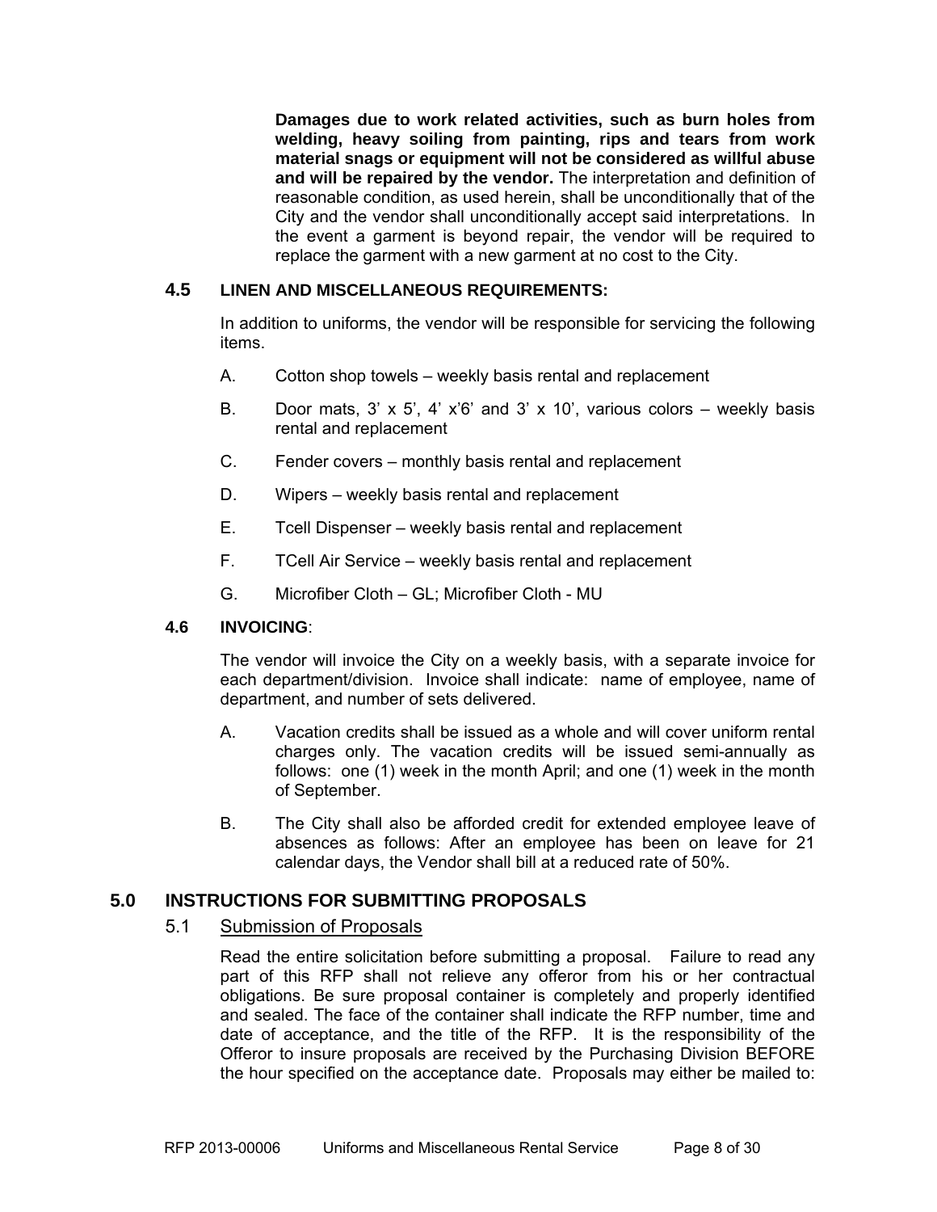**Damages due to work related activities, such as burn holes from welding, heavy soiling from painting, rips and tears from work material snags or equipment will not be considered as willful abuse and will be repaired by the vendor.** The interpretation and definition of reasonable condition, as used herein, shall be unconditionally that of the City and the vendor shall unconditionally accept said interpretations. In the event a garment is beyond repair, the vendor will be required to replace the garment with a new garment at no cost to the City.

### 4.5 LINEN AND MISCELLANEOUS REQUIREMENTS:

In addition to uniforms, the vendor will be responsible for servicing the following items.

A. Cotton shop towels – weekly basis rental and replacement

B. Door mats, 3' x 5', 4' x'6' and 3' x 10', various colors – weekly basis rental and replacement

C. Fender covers – monthly basis rental and replacement

D. Wipers – weekly basis rental and replacement

E. Tcell Dispenser – weekly basis rental and replacement

F. TCell Air Service – weekly basis rental and replacement

G. Microfiber Cloth – GL; Microfiber Cloth - MU

### 4.6 INVOICING:

The vendor will invoice the City on a weekly basis, with a separate invoice for each department/division. Invoice shall indicate: name of employee, name of department, and number of sets delivered.

A. Vacation credits shall be issued as a whole and will cover uniform rental charges only. The vacation credits will be issued semi-annually as follows: one (1) week in the month April; and one (1) week in the month of September.

B. The City shall also be afforded credit for extended employee leave of absences as follows: After an employee has been on leave for 21 calendar days, the Vendor shall bill at a reduced rate of 50%.

## 5.0 INSTRUCTIONS FOR SUBMITTING PROPOSALS

### 5.1 Submission of Proposals

Read the entire solicitation before submitting a proposal. Failure to read any part of this RFP shall not relieve any offeror from his or her contractual obligations. Be sure proposal container is completely and properly identified and sealed. The face of the container shall indicate the RFP number, time and date of acceptance, and the title of the RFP. It is the responsibility of the Offeror to insure proposals are received by the Purchasing Division BEFORE the hour specified on the acceptance date. Proposals may either be mailed to: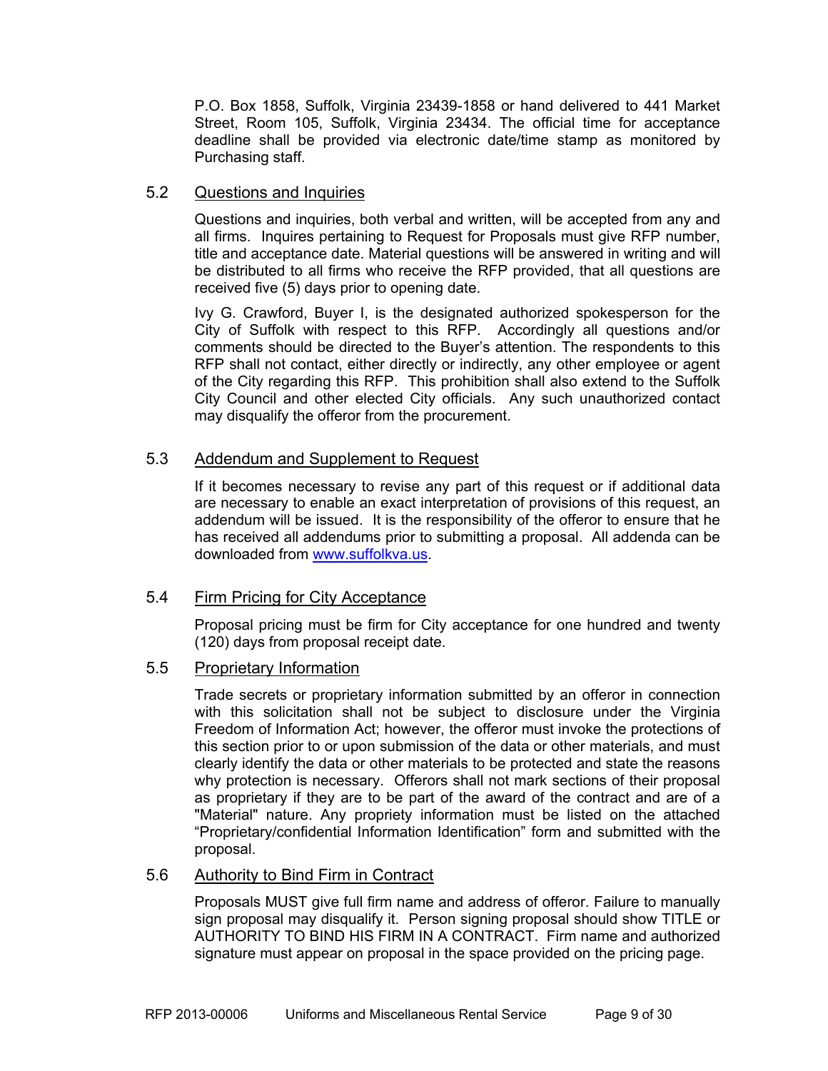P.O. Box 1858, Suffolk, Virginia 23439-1858 or hand delivered to 441 Market Street, Room 105, Suffolk, Virginia 23434. The official time for acceptance deadline shall be provided via electronic date/time stamp as monitored by Purchasing staff.

### 5.2 Questions and Inquiries

Questions and inquiries, both verbal and written, will be accepted from any and all firms. Inquires pertaining to Request for Proposals must give RFP number, title and acceptance date. Material questions will be answered in writing and will be distributed to all firms who receive the RFP provided, that all questions are received five (5) days prior to opening date.

Ivy G. Crawford, Buyer I, is the designated authorized spokesperson for the City of Suffolk with respect to this RFP. Accordingly all questions and/or comments should be directed to the Buyer's attention. The respondents to this RFP shall not contact, either directly or indirectly, any other employee or agent of the City regarding this RFP. This prohibition shall also extend to the Suffolk City Council and other elected City officials. Any such unauthorized contact may disqualify the offeror from the procurement.

### 5.3 Addendum and Supplement to Request

If it becomes necessary to revise any part of this request or if additional data are necessary to enable an exact interpretation of provisions of this request, an addendum will be issued. It is the responsibility of the offeror to ensure that he has received all addendums prior to submitting a proposal. All addenda can be downloaded from www.suffolkva.us.

### 5.4 Firm Pricing for City Acceptance

Proposal pricing must be firm for City acceptance for one hundred and twenty (120) days from proposal receipt date.

### 5.5 Proprietary Information

Trade secrets or proprietary information submitted by an offeror in connection with this solicitation shall not be subject to disclosure under the Virginia Freedom of Information Act; however, the offeror must invoke the protections of this section prior to or upon submission of the data or other materials, and must clearly identify the data or other materials to be protected and state the reasons why protection is necessary. Offerors shall not mark sections of their proposal as proprietary if they are to be part of the award of the contract and are of a "Material" nature. Any propriety information must be listed on the attached "Proprietary/confidential Information Identification" form and submitted with the proposal.

### 5.6 Authority to Bind Firm in Contract

Proposals MUST give full firm name and address of offeror. Failure to manually sign proposal may disqualify it. Person signing proposal should show TITLE or AUTHORITY TO BIND HIS FIRM IN A CONTRACT. Firm name and authorized signature must appear on proposal in the space provided on the pricing page.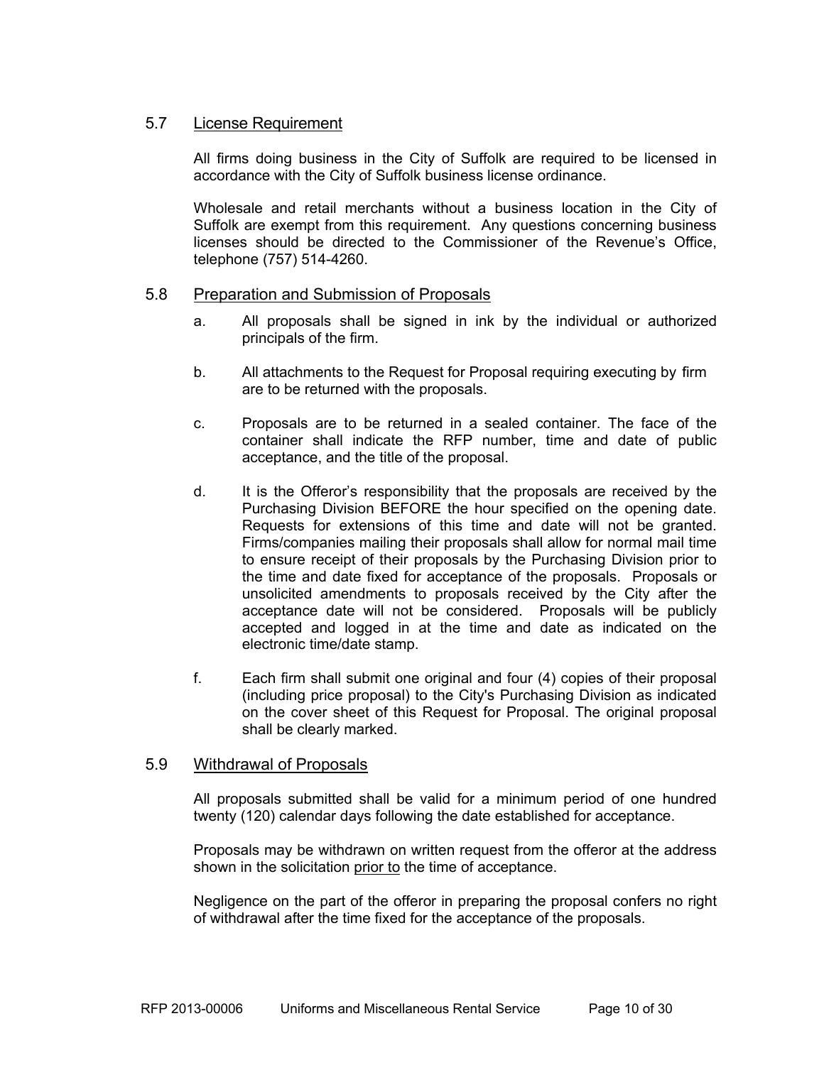## 5.7 License Requirement

All firms doing business in the City of Suffolk are required to be licensed in accordance with the City of Suffolk business license ordinance.

Wholesale and retail merchants without a business location in the City of Suffolk are exempt from this requirement. Any questions concerning business licenses should be directed to the Commissioner of the Revenue's Office, telephone (757) 514-4260.

## 5.8 Preparation and Submission of Proposals

a. All proposals shall be signed in ink by the individual or authorized principals of the firm.

b. All attachments to the Request for Proposal requiring executing by firm are to be returned with the proposals.

c. Proposals are to be returned in a sealed container. The face of the container shall indicate the RFP number, time and date of public acceptance, and the title of the proposal.

d. It is the Offeror's responsibility that the proposals are received by the Purchasing Division BEFORE the hour specified on the opening date. Requests for extensions of this time and date will not be granted. Firms/companies mailing their proposals shall allow for normal mail time to ensure receipt of their proposals by the Purchasing Division prior to the time and date fixed for acceptance of the proposals. Proposals or unsolicited amendments to proposals received by the City after the acceptance date will not be considered. Proposals will be publicly accepted and logged in at the time and date as indicated on the electronic time/date stamp.

f. Each firm shall submit one original and four (4) copies of their proposal (including price proposal) to the City's Purchasing Division as indicated on the cover sheet of this Request for Proposal. The original proposal shall be clearly marked.

## 5.9 Withdrawal of Proposals

All proposals submitted shall be valid for a minimum period of one hundred twenty (120) calendar days following the date established for acceptance.

Proposals may be withdrawn on written request from the offeror at the address shown in the solicitation prior to the time of acceptance.

Negligence on the part of the offeror in preparing the proposal confers no right of withdrawal after the time fixed for the acceptance of the proposals.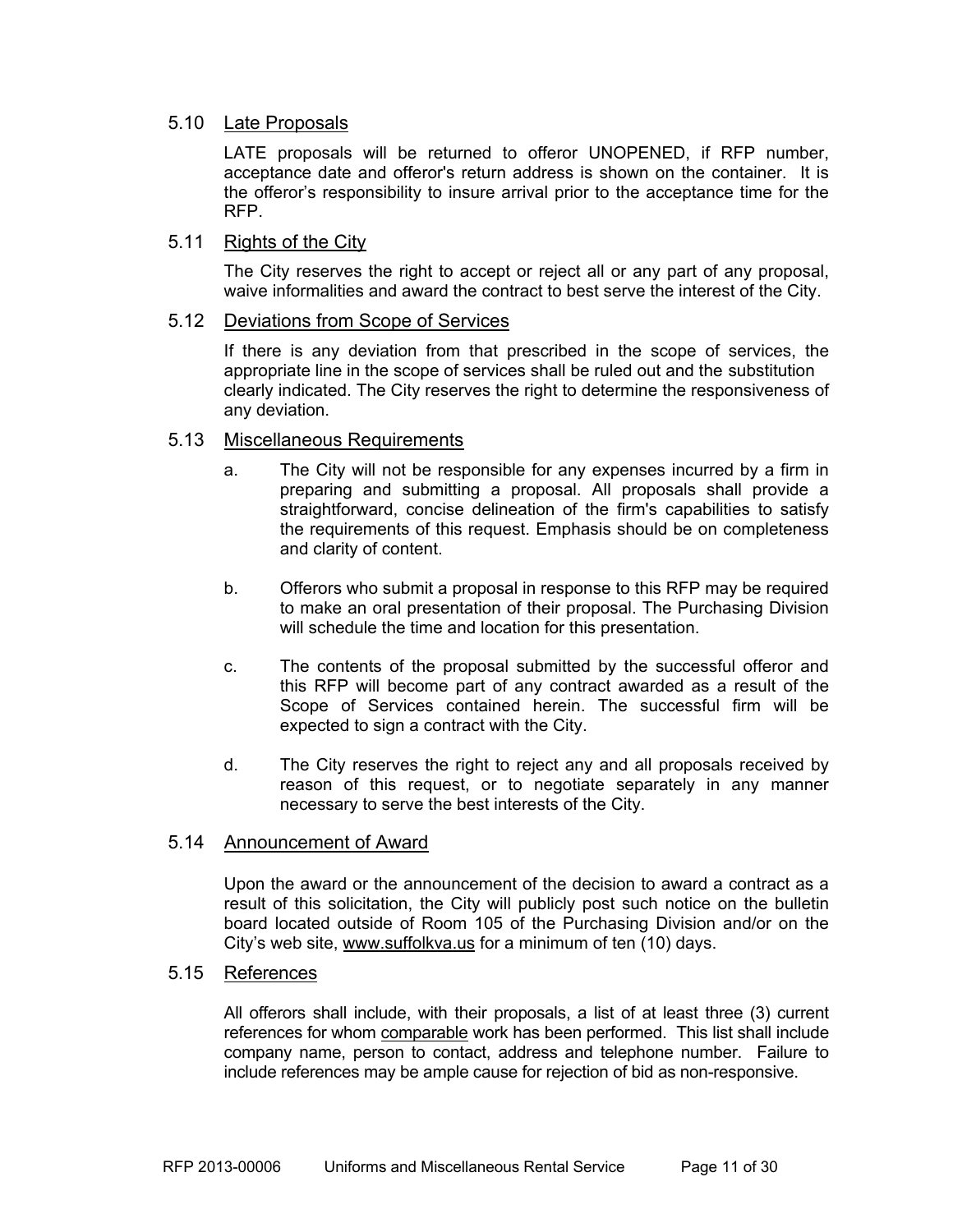### 5.10 Late Proposals

LATE proposals will be returned to offeror UNOPENED, if RFP number, acceptance date and offeror's return address is shown on the container. It is the offeror's responsibility to insure arrival prior to the acceptance time for the RFP.

### 5.11 Rights of the City

The City reserves the right to accept or reject all or any part of any proposal, waive informalities and award the contract to best serve the interest of the City.

### 5.12 Deviations from Scope of Services

If there is any deviation from that prescribed in the scope of services, the appropriate line in the scope of services shall be ruled out and the substitution clearly indicated. The City reserves the right to determine the responsiveness of any deviation.

### 5.13 Miscellaneous Requirements

a. The City will not be responsible for any expenses incurred by a firm in preparing and submitting a proposal. All proposals shall provide a straightforward, concise delineation of the firm's capabilities to satisfy the requirements of this request. Emphasis should be on completeness and clarity of content.

b. Offerors who submit a proposal in response to this RFP may be required to make an oral presentation of their proposal. The Purchasing Division will schedule the time and location for this presentation.

c. The contents of the proposal submitted by the successful offeror and this RFP will become part of any contract awarded as a result of the Scope of Services contained herein. The successful firm will be expected to sign a contract with the City.

d. The City reserves the right to reject any and all proposals received by reason of this request, or to negotiate separately in any manner necessary to serve the best interests of the City.

### 5.14 Announcement of Award

Upon the award or the announcement of the decision to award a contract as a result of this solicitation, the City will publicly post such notice on the bulletin board located outside of Room 105 of the Purchasing Division and/or on the City's web site, www.suffolkva.us for a minimum of ten (10) days.

### 5.15 References

All offerors shall include, with their proposals, a list of at least three (3) current references for whom comparable work has been performed. This list shall include company name, person to contact, address and telephone number. Failure to include references may be ample cause for rejection of bid as non-responsive.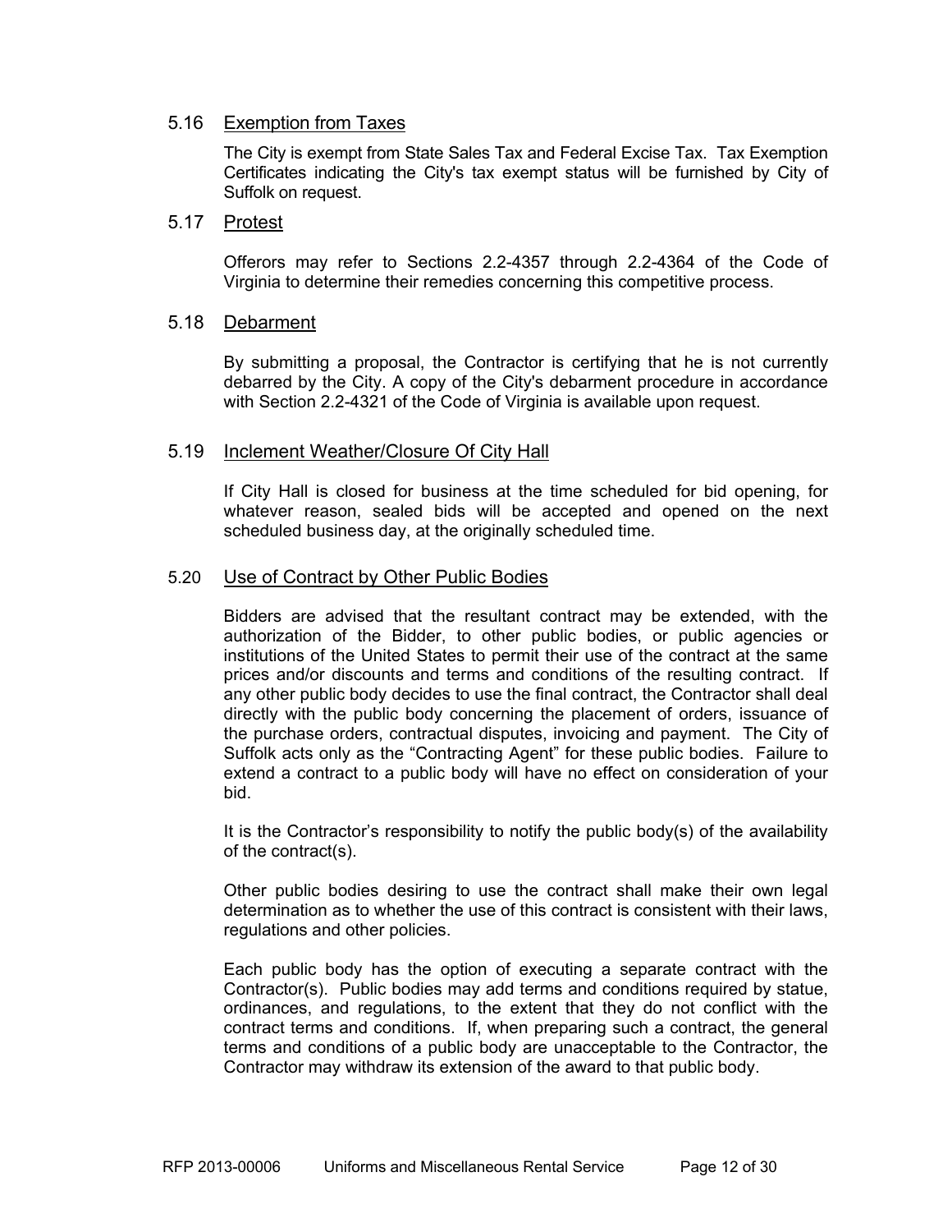### 5.16 Exemption from Taxes

The City is exempt from State Sales Tax and Federal Excise Tax. Tax Exemption Certificates indicating the City's tax exempt status will be furnished by City of Suffolk on request.

### 5.17 Protest

Offerors may refer to Sections 2.2-4357 through 2.2-4364 of the Code of Virginia to determine their remedies concerning this competitive process.

### 5.18 Debarment

By submitting a proposal, the Contractor is certifying that he is not currently debarred by the City. A copy of the City's debarment procedure in accordance with Section 2.2-4321 of the Code of Virginia is available upon request.

### 5.19 Inclement Weather/Closure Of City Hall

If City Hall is closed for business at the time scheduled for bid opening, for whatever reason, sealed bids will be accepted and opened on the next scheduled business day, at the originally scheduled time.

### 5.20 Use of Contract by Other Public Bodies

Bidders are advised that the resultant contract may be extended, with the authorization of the Bidder, to other public bodies, or public agencies or institutions of the United States to permit their use of the contract at the same prices and/or discounts and terms and conditions of the resulting contract. If any other public body decides to use the final contract, the Contractor shall deal directly with the public body concerning the placement of orders, issuance of the purchase orders, contractual disputes, invoicing and payment. The City of Suffolk acts only as the "Contracting Agent" for these public bodies. Failure to extend a contract to a public body will have no effect on consideration of your bid.

It is the Contractor's responsibility to notify the public body(s) of the availability of the contract(s).

Other public bodies desiring to use the contract shall make their own legal determination as to whether the use of this contract is consistent with their laws, regulations and other policies.

Each public body has the option of executing a separate contract with the Contractor(s). Public bodies may add terms and conditions required by statue, ordinances, and regulations, to the extent that they do not conflict with the contract terms and conditions. If, when preparing such a contract, the general terms and conditions of a public body are unacceptable to the Contractor, the Contractor may withdraw its extension of the award to that public body.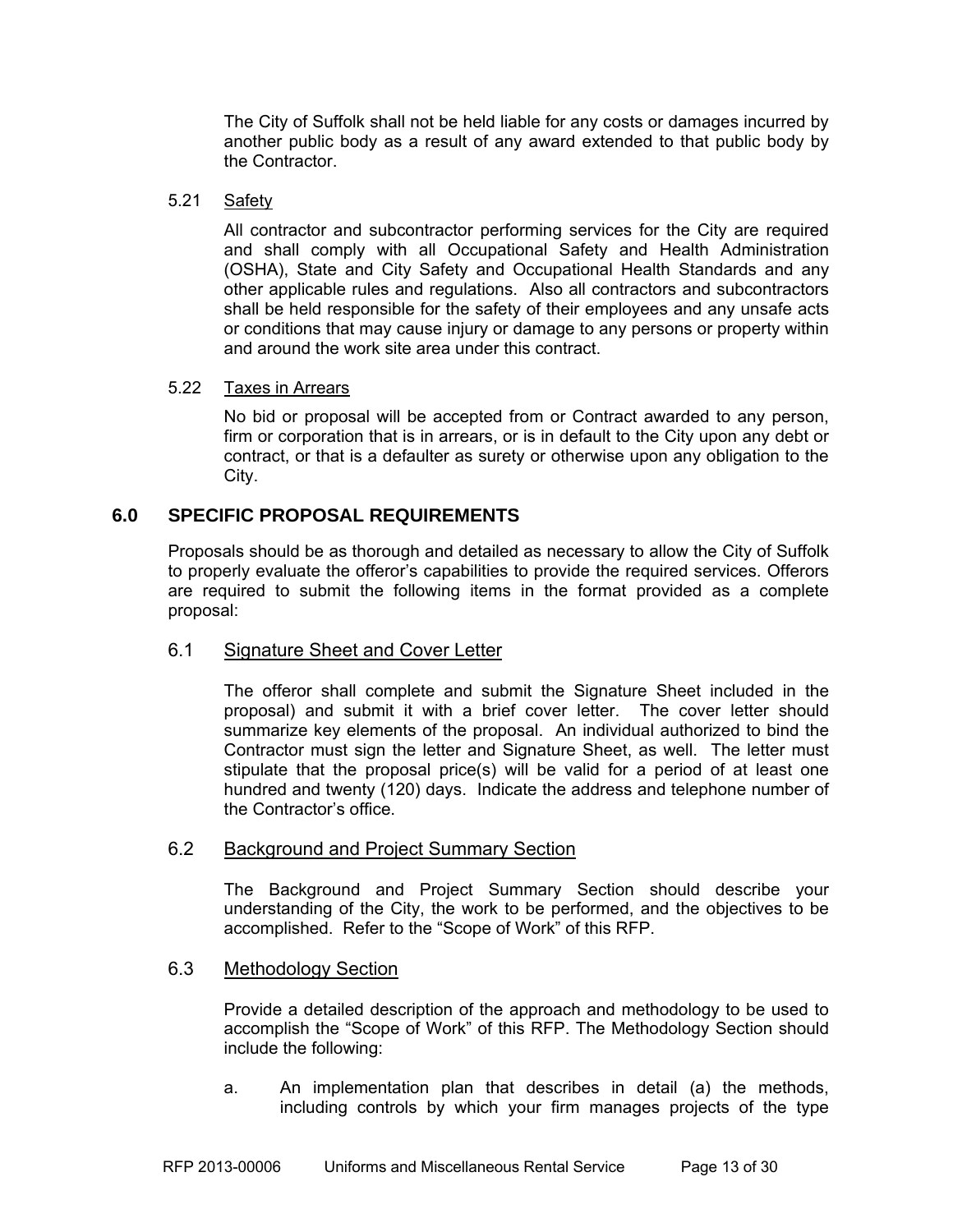The City of Suffolk shall not be held liable for any costs or damages incurred by another public body as a result of any award extended to that public body by the Contractor.

5.21 Safety

All contractor and subcontractor performing services for the City are required and shall comply with all Occupational Safety and Health Administration (OSHA), State and City Safety and Occupational Health Standards and any other applicable rules and regulations. Also all contractors and subcontractors shall be held responsible for the safety of their employees and any unsafe acts or conditions that may cause injury or damage to any persons or property within and around the work site area under this contract.

5.22 Taxes in Arrears

No bid or proposal will be accepted from or Contract awarded to any person, firm or corporation that is in arrears, or is in default to the City upon any debt or contract, or that is a defaulter as surety or otherwise upon any obligation to the City.

## 6.0 SPECIFIC PROPOSAL REQUIREMENTS

Proposals should be as thorough and detailed as necessary to allow the City of Suffolk to properly evaluate the offeror's capabilities to provide the required services. Offerors are required to submit the following items in the format provided as a complete proposal:

### 6.1 Signature Sheet and Cover Letter

The offeror shall complete and submit the Signature Sheet included in the proposal) and submit it with a brief cover letter. The cover letter should summarize key elements of the proposal. An individual authorized to bind the Contractor must sign the letter and Signature Sheet, as well. The letter must stipulate that the proposal price(s) will be valid for a period of at least one hundred and twenty (120) days. Indicate the address and telephone number of the Contractor's office.

### 6.2 Background and Project Summary Section

The Background and Project Summary Section should describe your understanding of the City, the work to be performed, and the objectives to be accomplished. Refer to the "Scope of Work" of this RFP.

### 6.3 Methodology Section

Provide a detailed description of the approach and methodology to be used to accomplish the "Scope of Work" of this RFP. The Methodology Section should include the following:

a. An implementation plan that describes in detail (a) the methods, including controls by which your firm manages projects of the type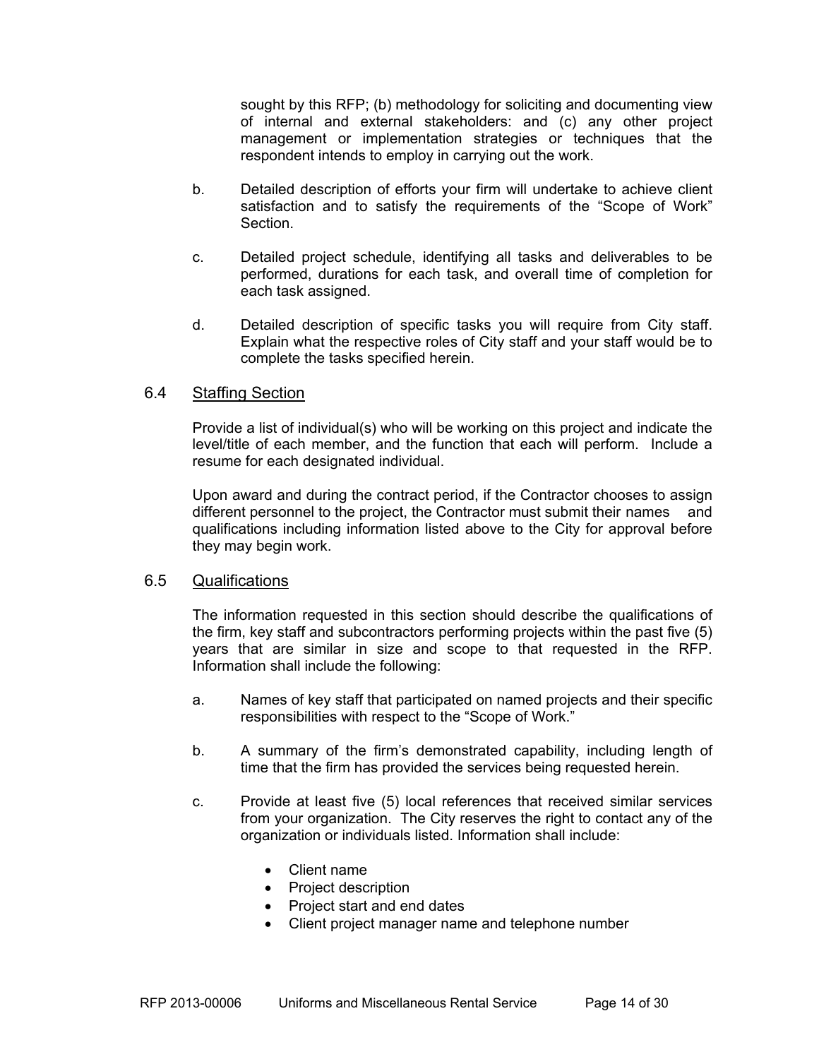sought by this RFP; (b) methodology for soliciting and documenting view of internal and external stakeholders: and (c) any other project management or implementation strategies or techniques that the respondent intends to employ in carrying out the work.

b. Detailed description of efforts your firm will undertake to achieve client satisfaction and to satisfy the requirements of the "Scope of Work" Section.

c. Detailed project schedule, identifying all tasks and deliverables to be performed, durations for each task, and overall time of completion for each task assigned.

d. Detailed description of specific tasks you will require from City staff. Explain what the respective roles of City staff and your staff would be to complete the tasks specified herein.

## 6.4 Staffing Section

Provide a list of individual(s) who will be working on this project and indicate the level/title of each member, and the function that each will perform. Include a resume for each designated individual.

Upon award and during the contract period, if the Contractor chooses to assign different personnel to the project, the Contractor must submit their names and qualifications including information listed above to the City for approval before they may begin work.

## 6.5 Qualifications

The information requested in this section should describe the qualifications of the firm, key staff and subcontractors performing projects within the past five (5) years that are similar in size and scope to that requested in the RFP. Information shall include the following:

a. Names of key staff that participated on named projects and their specific responsibilities with respect to the "Scope of Work."

b. A summary of the firm's demonstrated capability, including length of time that the firm has provided the services being requested herein.

c. Provide at least five (5) local references that received similar services from your organization. The City reserves the right to contact any of the organization or individuals listed. Information shall include:

- Client name
- Project description
- Project start and end dates
- Client project manager name and telephone number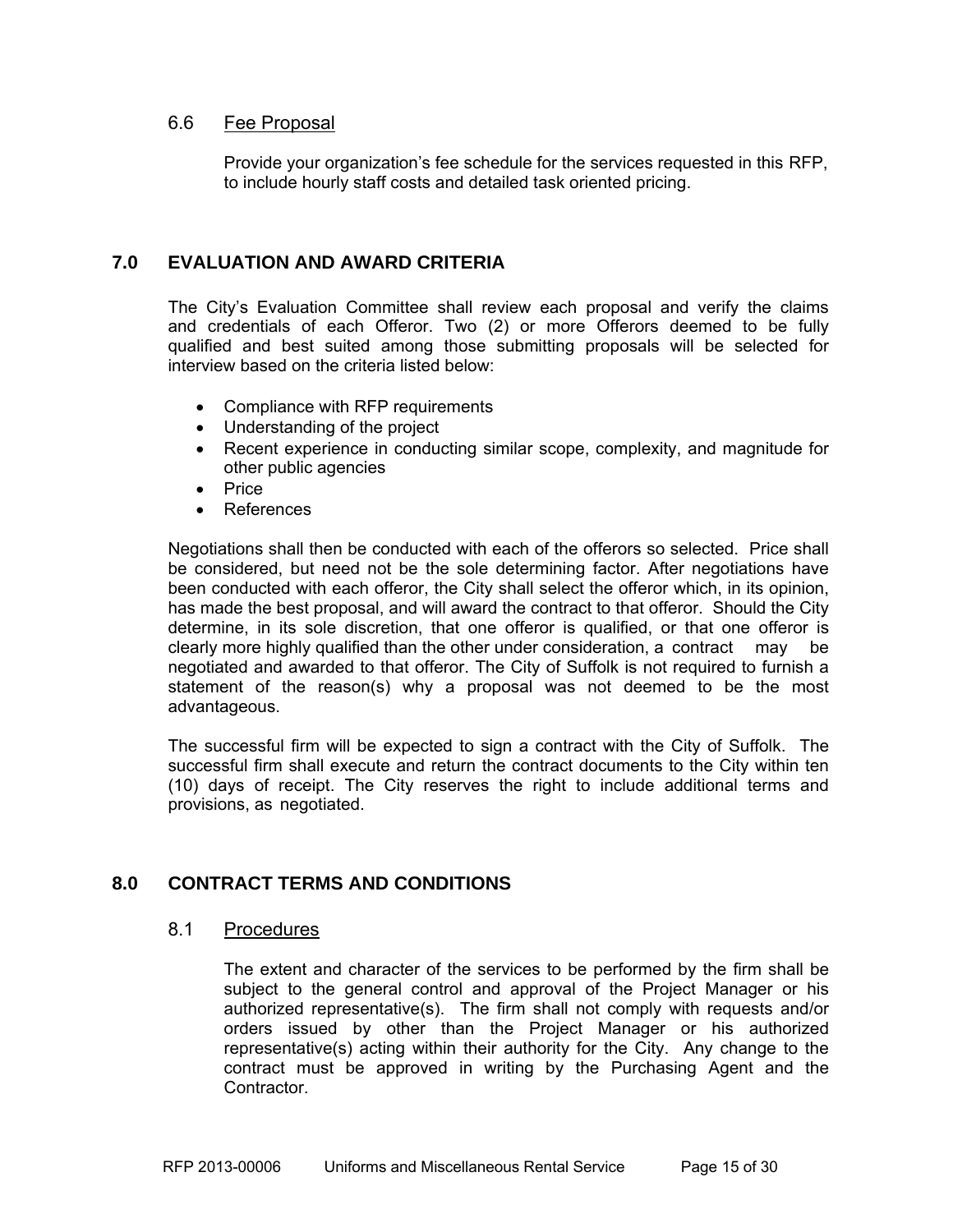### 6.6 Fee Proposal

Provide your organization's fee schedule for the services requested in this RFP, to include hourly staff costs and detailed task oriented pricing.

## 7.0 EVALUATION AND AWARD CRITERIA

The City's Evaluation Committee shall review each proposal and verify the claims and credentials of each Offeror. Two (2) or more Offerors deemed to be fully qualified and best suited among those submitting proposals will be selected for interview based on the criteria listed below:

- Compliance with RFP requirements
- Understanding of the project
- Recent experience in conducting similar scope, complexity, and magnitude for other public agencies
- Price
- References

Negotiations shall then be conducted with each of the offerors so selected. Price shall be considered, but need not be the sole determining factor. After negotiations have been conducted with each offeror, the City shall select the offeror which, in its opinion, has made the best proposal, and will award the contract to that offeror. Should the City determine, in its sole discretion, that one offeror is qualified, or that one offeror is clearly more highly qualified than the other under consideration, a contract may be negotiated and awarded to that offeror. The City of Suffolk is not required to furnish a statement of the reason(s) why a proposal was not deemed to be the most advantageous.

The successful firm will be expected to sign a contract with the City of Suffolk. The successful firm shall execute and return the contract documents to the City within ten (10) days of receipt. The City reserves the right to include additional terms and provisions, as negotiated.

## 8.0 CONTRACT TERMS AND CONDITIONS

### 8.1 Procedures

The extent and character of the services to be performed by the firm shall be subject to the general control and approval of the Project Manager or his authorized representative(s). The firm shall not comply with requests and/or orders issued by other than the Project Manager or his authorized representative(s) acting within their authority for the City. Any change to the contract must be approved in writing by the Purchasing Agent and the Contractor.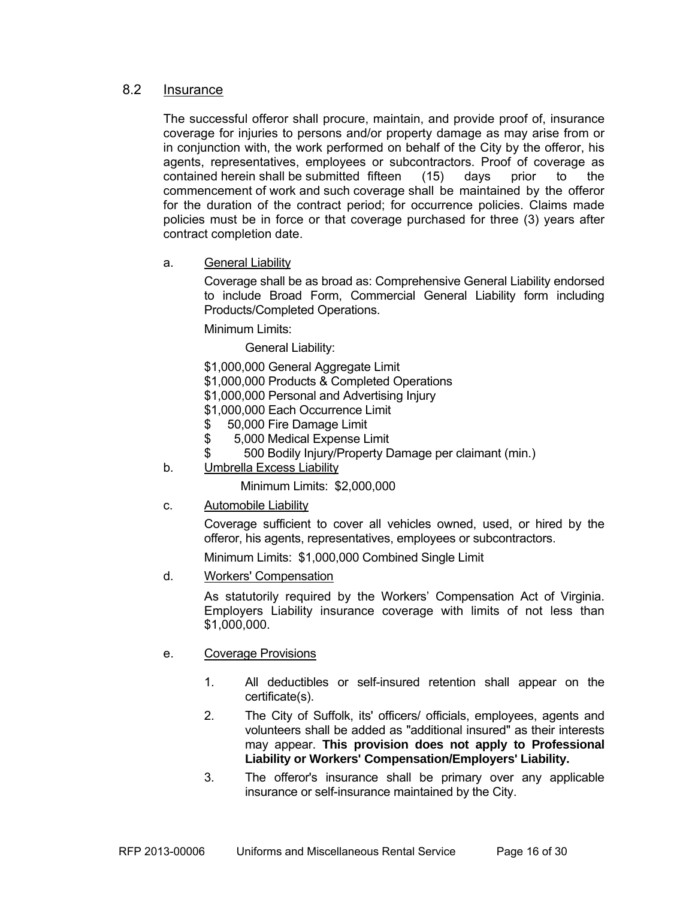## 8.2 Insurance

The successful offeror shall procure, maintain, and provide proof of, insurance coverage for injuries to persons and/or property damage as may arise from or in conjunction with, the work performed on behalf of the City by the offeror, his agents, representatives, employees or subcontractors. Proof of coverage as contained herein shall be submitted fifteen (15) days prior to the commencement of work and such coverage shall be maintained by the offeror for the duration of the contract period; for occurrence policies. Claims made policies must be in force or that coverage purchased for three (3) years after contract completion date.

a. General Liability

Coverage shall be as broad as: Comprehensive General Liability endorsed to include Broad Form, Commercial General Liability form including Products/Completed Operations.

Minimum Limits:

General Liability:

$1,000,000 General Aggregate Limit
$1,000,000 Products & Completed Operations
$1,000,000 Personal and Advertising Injury
$1,000,000 Each Occurrence Limit
$ 50,000 Fire Damage Limit
$ 5,000 Medical Expense Limit
$ 500 Bodily Injury/Property Damage per claimant (min.)

b. Umbrella Excess Liability

Minimum Limits: $2,000,000

c. Automobile Liability

Coverage sufficient to cover all vehicles owned, used, or hired by the offeror, his agents, representatives, employees or subcontractors.

Minimum Limits: $1,000,000 Combined Single Limit

d. Workers' Compensation

As statutorily required by the Workers' Compensation Act of Virginia. Employers Liability insurance coverage with limits of not less than $1,000,000.

e. Coverage Provisions

1. All deductibles or self-insured retention shall appear on the certificate(s).
2. The City of Suffolk, its' officers/ officials, employees, agents and volunteers shall be added as "additional insured" as their interests may appear. **This provision does not apply to Professional Liability or Workers' Compensation/Employers' Liability.**
3. The offeror's insurance shall be primary over any applicable insurance or self-insurance maintained by the City.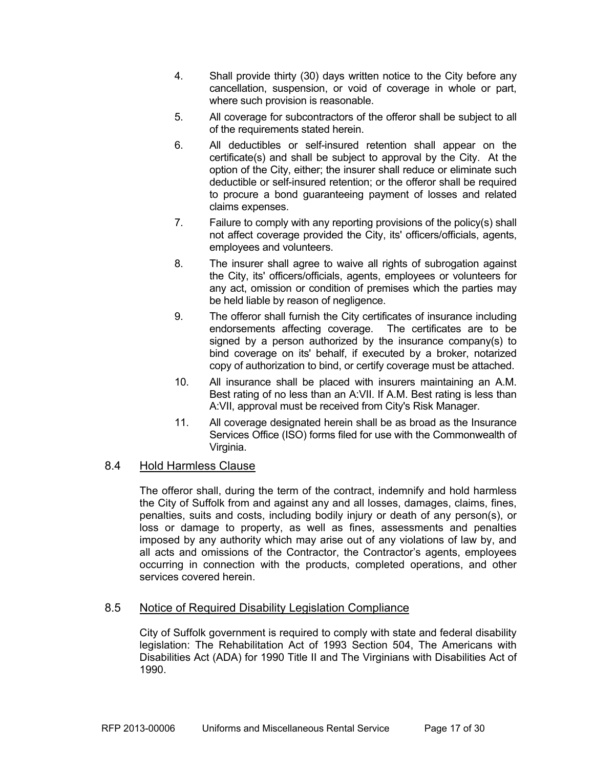4. Shall provide thirty (30) days written notice to the City before any cancellation, suspension, or void of coverage in whole or part, where such provision is reasonable.
5. All coverage for subcontractors of the offeror shall be subject to all of the requirements stated herein.
6. All deductibles or self-insured retention shall appear on the certificate(s) and shall be subject to approval by the City. At the option of the City, either; the insurer shall reduce or eliminate such deductible or self-insured retention; or the offeror shall be required to procure a bond guaranteeing payment of losses and related claims expenses.
7. Failure to comply with any reporting provisions of the policy(s) shall not affect coverage provided the City, its' officers/officials, agents, employees and volunteers.
8. The insurer shall agree to waive all rights of subrogation against the City, its' officers/officials, agents, employees or volunteers for any act, omission or condition of premises which the parties may be held liable by reason of negligence.
9. The offeror shall furnish the City certificates of insurance including endorsements affecting coverage. The certificates are to be signed by a person authorized by the insurance company(s) to bind coverage on its' behalf, if executed by a broker, notarized copy of authorization to bind, or certify coverage must be attached.
10. All insurance shall be placed with insurers maintaining an A.M. Best rating of no less than an A:VII. If A.M. Best rating is less than A:VII, approval must be received from City's Risk Manager.
11. All coverage designated herein shall be as broad as the Insurance Services Office (ISO) forms filed for use with the Commonwealth of Virginia.

## 8.4 Hold Harmless Clause

The offeror shall, during the term of the contract, indemnify and hold harmless the City of Suffolk from and against any and all losses, damages, claims, fines, penalties, suits and costs, including bodily injury or death of any person(s), or loss or damage to property, as well as fines, assessments and penalties imposed by any authority which may arise out of any violations of law by, and all acts and omissions of the Contractor, the Contractor's agents, employees occurring in connection with the products, completed operations, and other services covered herein.

## 8.5 Notice of Required Disability Legislation Compliance

City of Suffolk government is required to comply with state and federal disability legislation: The Rehabilitation Act of 1993 Section 504, The Americans with Disabilities Act (ADA) for 1990 Title II and The Virginians with Disabilities Act of 1990.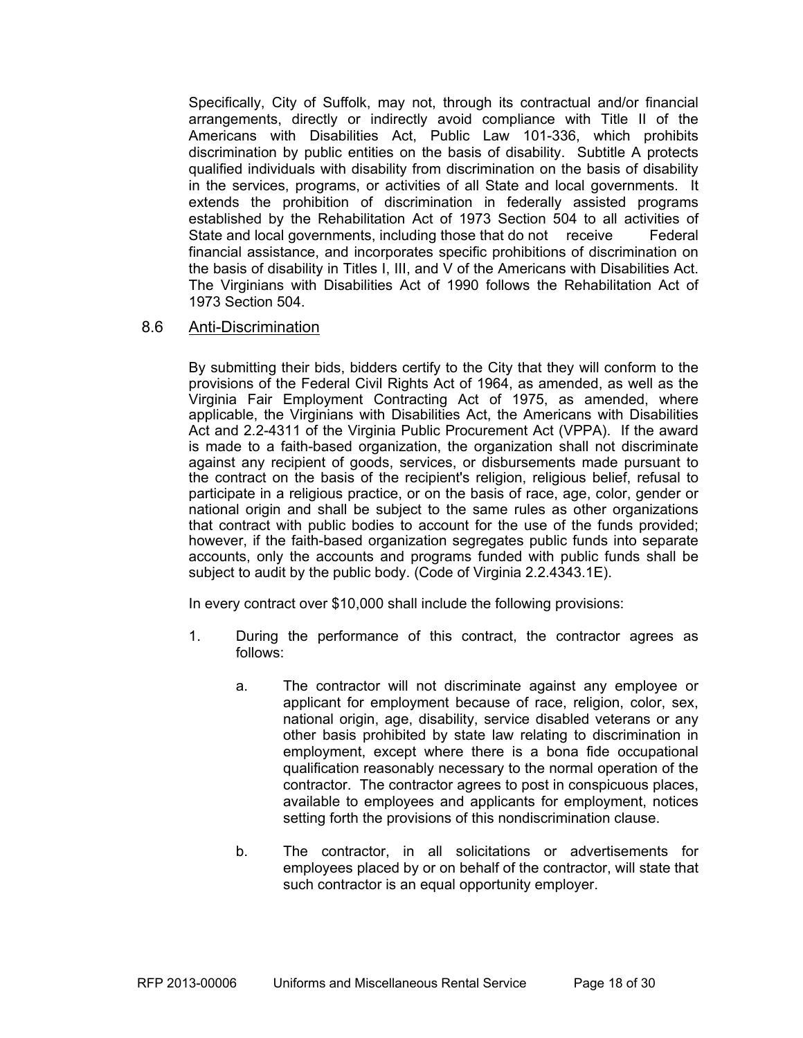Specifically, City of Suffolk, may not, through its contractual and/or financial arrangements, directly or indirectly avoid compliance with Title II of the Americans with Disabilities Act, Public Law 101-336, which prohibits discrimination by public entities on the basis of disability. Subtitle A protects qualified individuals with disability from discrimination on the basis of disability in the services, programs, or activities of all State and local governments. It extends the prohibition of discrimination in federally assisted programs established by the Rehabilitation Act of 1973 Section 504 to all activities of State and local governments, including those that do not receive Federal financial assistance, and incorporates specific prohibitions of discrimination on the basis of disability in Titles I, III, and V of the Americans with Disabilities Act. The Virginians with Disabilities Act of 1990 follows the Rehabilitation Act of 1973 Section 504.

### 8.6 Anti-Discrimination

By submitting their bids, bidders certify to the City that they will conform to the provisions of the Federal Civil Rights Act of 1964, as amended, as well as the Virginia Fair Employment Contracting Act of 1975, as amended, where applicable, the Virginians with Disabilities Act, the Americans with Disabilities Act and 2.2-4311 of the Virginia Public Procurement Act (VPPA). If the award is made to a faith-based organization, the organization shall not discriminate against any recipient of goods, services, or disbursements made pursuant to the contract on the basis of the recipient's religion, religious belief, refusal to participate in a religious practice, or on the basis of race, age, color, gender or national origin and shall be subject to the same rules as other organizations that contract with public bodies to account for the use of the funds provided; however, if the faith-based organization segregates public funds into separate accounts, only the accounts and programs funded with public funds shall be subject to audit by the public body. (Code of Virginia 2.2.4343.1E).

In every contract over $10,000 shall include the following provisions:

1. During the performance of this contract, the contractor agrees as follows:

   a. The contractor will not discriminate against any employee or applicant for employment because of race, religion, color, sex, national origin, age, disability, service disabled veterans or any other basis prohibited by state law relating to discrimination in employment, except where there is a bona fide occupational qualification reasonably necessary to the normal operation of the contractor. The contractor agrees to post in conspicuous places, available to employees and applicants for employment, notices setting forth the provisions of this nondiscrimination clause.

   b. The contractor, in all solicitations or advertisements for employees placed by or on behalf of the contractor, will state that such contractor is an equal opportunity employer.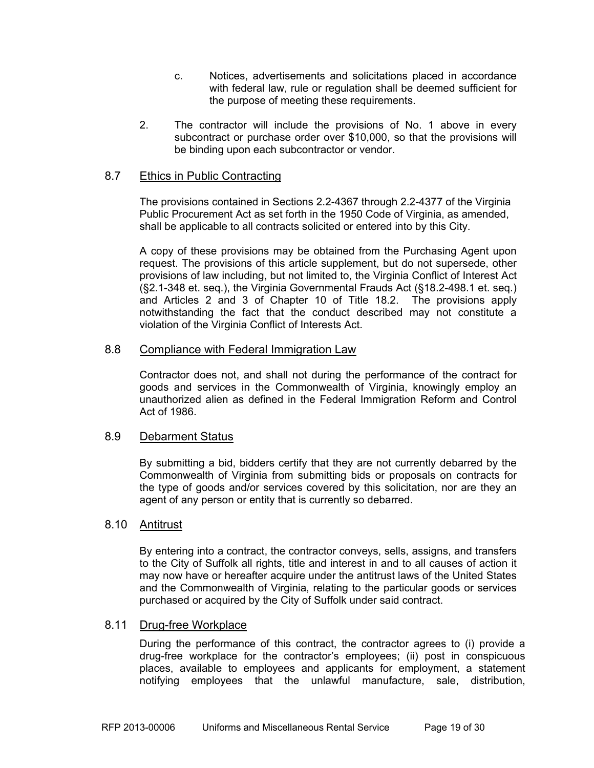c. Notices, advertisements and solicitations placed in accordance with federal law, rule or regulation shall be deemed sufficient for the purpose of meeting these requirements.

2. The contractor will include the provisions of No. 1 above in every subcontract or purchase order over $10,000, so that the provisions will be binding upon each subcontractor or vendor.

## 8.7 Ethics in Public Contracting

The provisions contained in Sections 2.2-4367 through 2.2-4377 of the Virginia Public Procurement Act as set forth in the 1950 Code of Virginia, as amended, shall be applicable to all contracts solicited or entered into by this City.

A copy of these provisions may be obtained from the Purchasing Agent upon request. The provisions of this article supplement, but do not supersede, other provisions of law including, but not limited to, the Virginia Conflict of Interest Act (§2.1-348 et. seq.), the Virginia Governmental Frauds Act (§18.2-498.1 et. seq.) and Articles 2 and 3 of Chapter 10 of Title 18.2. The provisions apply notwithstanding the fact that the conduct described may not constitute a violation of the Virginia Conflict of Interests Act.

## 8.8 Compliance with Federal Immigration Law

Contractor does not, and shall not during the performance of the contract for goods and services in the Commonwealth of Virginia, knowingly employ an unauthorized alien as defined in the Federal Immigration Reform and Control Act of 1986.

## 8.9 Debarment Status

By submitting a bid, bidders certify that they are not currently debarred by the Commonwealth of Virginia from submitting bids or proposals on contracts for the type of goods and/or services covered by this solicitation, nor are they an agent of any person or entity that is currently so debarred.

## 8.10 Antitrust

By entering into a contract, the contractor conveys, sells, assigns, and transfers to the City of Suffolk all rights, title and interest in and to all causes of action it may now have or hereafter acquire under the antitrust laws of the United States and the Commonwealth of Virginia, relating to the particular goods or services purchased or acquired by the City of Suffolk under said contract.

## 8.11 Drug-free Workplace

During the performance of this contract, the contractor agrees to (i) provide a drug-free workplace for the contractor's employees; (ii) post in conspicuous places, available to employees and applicants for employment, a statement notifying employees that the unlawful manufacture, sale, distribution,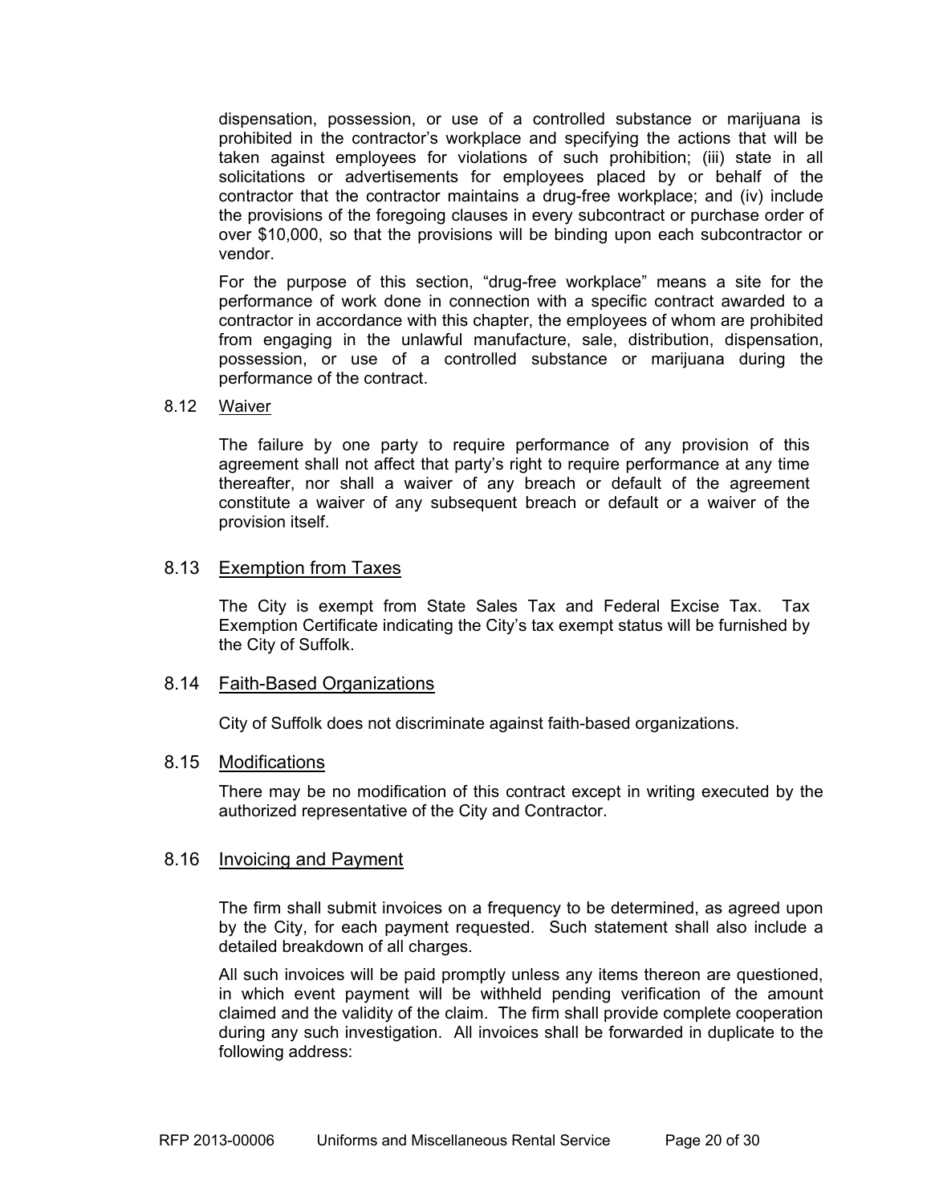dispensation, possession, or use of a controlled substance or marijuana is prohibited in the contractor's workplace and specifying the actions that will be taken against employees for violations of such prohibition; (iii) state in all solicitations or advertisements for employees placed by or behalf of the contractor that the contractor maintains a drug-free workplace; and (iv) include the provisions of the foregoing clauses in every subcontract or purchase order of over $10,000, so that the provisions will be binding upon each subcontractor or vendor.

For the purpose of this section, "drug-free workplace" means a site for the performance of work done in connection with a specific contract awarded to a contractor in accordance with this chapter, the employees of whom are prohibited from engaging in the unlawful manufacture, sale, distribution, dispensation, possession, or use of a controlled substance or marijuana during the performance of the contract.

8.12 Waiver

The failure by one party to require performance of any provision of this agreement shall not affect that party's right to require performance at any time thereafter, nor shall a waiver of any breach or default of the agreement constitute a waiver of any subsequent breach or default or a waiver of the provision itself.

8.13 Exemption from Taxes

The City is exempt from State Sales Tax and Federal Excise Tax. Tax Exemption Certificate indicating the City's tax exempt status will be furnished by the City of Suffolk.

8.14 Faith-Based Organizations

City of Suffolk does not discriminate against faith-based organizations.

8.15 Modifications

There may be no modification of this contract except in writing executed by the authorized representative of the City and Contractor.

8.16 Invoicing and Payment

The firm shall submit invoices on a frequency to be determined, as agreed upon by the City, for each payment requested. Such statement shall also include a detailed breakdown of all charges.

All such invoices will be paid promptly unless any items thereon are questioned, in which event payment will be withheld pending verification of the amount claimed and the validity of the claim. The firm shall provide complete cooperation during any such investigation. All invoices shall be forwarded in duplicate to the following address: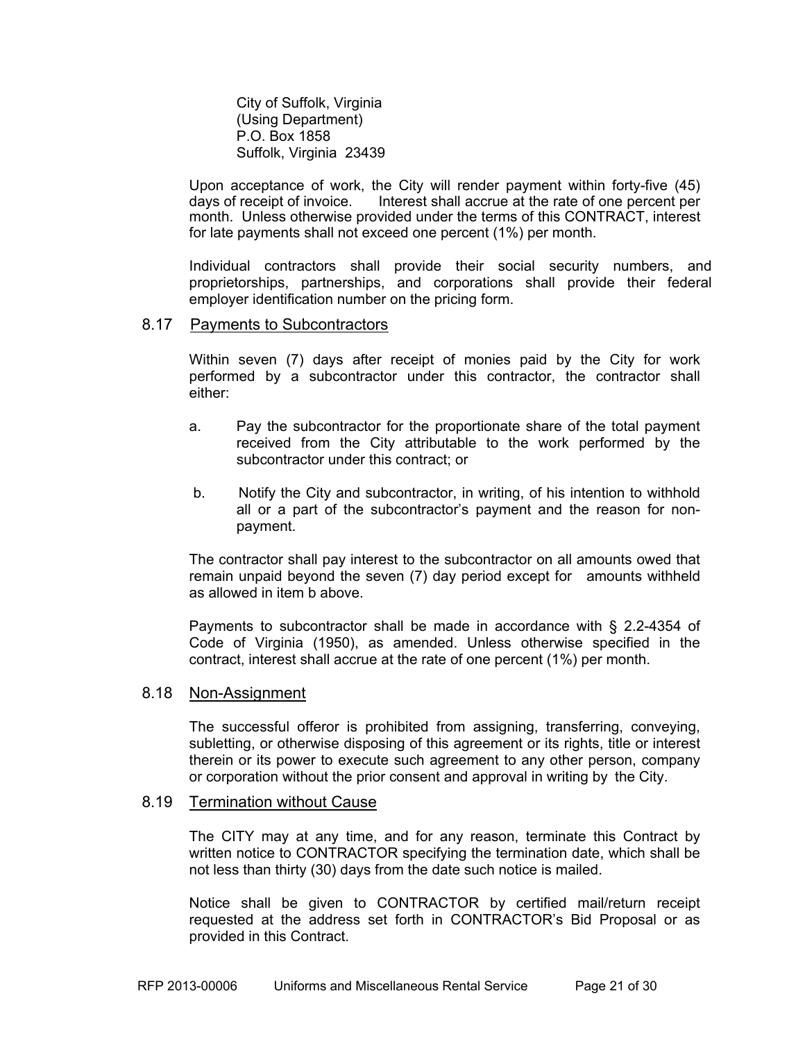City of Suffolk, Virginia
(Using Department)
P.O. Box 1858
Suffolk, Virginia 23439

Upon acceptance of work, the City will render payment within forty-five (45) days of receipt of invoice. Interest shall accrue at the rate of one percent per month. Unless otherwise provided under the terms of this CONTRACT, interest for late payments shall not exceed one percent (1%) per month.

Individual contractors shall provide their social security numbers, and proprietorships, partnerships, and corporations shall provide their federal employer identification number on the pricing form.

### 8.17 Payments to Subcontractors

Within seven (7) days after receipt of monies paid by the City for work performed by a subcontractor under this contractor, the contractor shall either:

a. Pay the subcontractor for the proportionate share of the total payment received from the City attributable to the work performed by the subcontractor under this contract; or

b. Notify the City and subcontractor, in writing, of his intention to withhold all or a part of the subcontractor's payment and the reason for non-payment.

The contractor shall pay interest to the subcontractor on all amounts owed that remain unpaid beyond the seven (7) day period except for amounts withheld as allowed in item b above.

Payments to subcontractor shall be made in accordance with § 2.2-4354 of Code of Virginia (1950), as amended. Unless otherwise specified in the contract, interest shall accrue at the rate of one percent (1%) per month.

### 8.18 Non-Assignment

The successful offeror is prohibited from assigning, transferring, conveying, subletting, or otherwise disposing of this agreement or its rights, title or interest therein or its power to execute such agreement to any other person, company or corporation without the prior consent and approval in writing by the City.

### 8.19 Termination without Cause

The CITY may at any time, and for any reason, terminate this Contract by written notice to CONTRACTOR specifying the termination date, which shall be not less than thirty (30) days from the date such notice is mailed.

Notice shall be given to CONTRACTOR by certified mail/return receipt requested at the address set forth in CONTRACTOR's Bid Proposal or as provided in this Contract.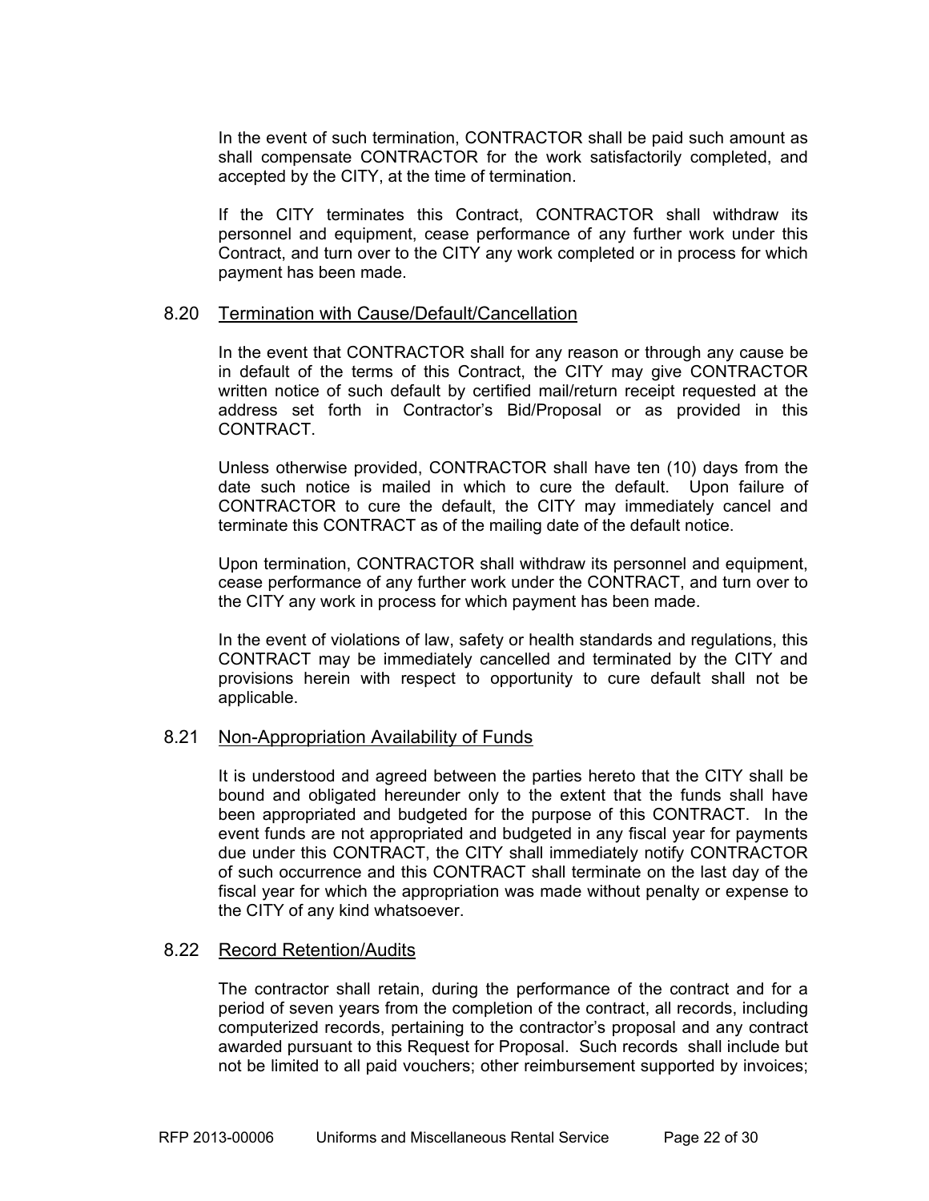In the event of such termination, CONTRACTOR shall be paid such amount as shall compensate CONTRACTOR for the work satisfactorily completed, and accepted by the CITY, at the time of termination.

If the CITY terminates this Contract, CONTRACTOR shall withdraw its personnel and equipment, cease performance of any further work under this Contract, and turn over to the CITY any work completed or in process for which payment has been made.

### 8.20 Termination with Cause/Default/Cancellation

In the event that CONTRACTOR shall for any reason or through any cause be in default of the terms of this Contract, the CITY may give CONTRACTOR written notice of such default by certified mail/return receipt requested at the address set forth in Contractor's Bid/Proposal or as provided in this CONTRACT.

Unless otherwise provided, CONTRACTOR shall have ten (10) days from the date such notice is mailed in which to cure the default. Upon failure of CONTRACTOR to cure the default, the CITY may immediately cancel and terminate this CONTRACT as of the mailing date of the default notice.

Upon termination, CONTRACTOR shall withdraw its personnel and equipment, cease performance of any further work under the CONTRACT, and turn over to the CITY any work in process for which payment has been made.

In the event of violations of law, safety or health standards and regulations, this CONTRACT may be immediately cancelled and terminated by the CITY and provisions herein with respect to opportunity to cure default shall not be applicable.

### 8.21 Non-Appropriation Availability of Funds

It is understood and agreed between the parties hereto that the CITY shall be bound and obligated hereunder only to the extent that the funds shall have been appropriated and budgeted for the purpose of this CONTRACT. In the event funds are not appropriated and budgeted in any fiscal year for payments due under this CONTRACT, the CITY shall immediately notify CONTRACTOR of such occurrence and this CONTRACT shall terminate on the last day of the fiscal year for which the appropriation was made without penalty or expense to the CITY of any kind whatsoever.

### 8.22 Record Retention/Audits

The contractor shall retain, during the performance of the contract and for a period of seven years from the completion of the contract, all records, including computerized records, pertaining to the contractor's proposal and any contract awarded pursuant to this Request for Proposal. Such records shall include but not be limited to all paid vouchers; other reimbursement supported by invoices;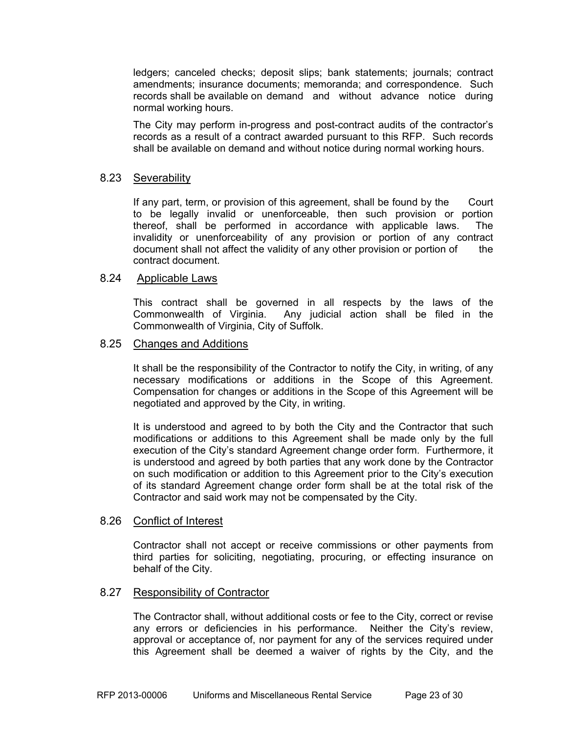ledgers; canceled checks; deposit slips; bank statements; journals; contract amendments; insurance documents; memoranda; and correspondence. Such records shall be available on demand and without advance notice during normal working hours.

The City may perform in-progress and post-contract audits of the contractor's records as a result of a contract awarded pursuant to this RFP. Such records shall be available on demand and without notice during normal working hours.

### 8.23 Severability

If any part, term, or provision of this agreement, shall be found by the Court to be legally invalid or unenforceable, then such provision or portion thereof, shall be performed in accordance with applicable laws. The invalidity or unenforceability of any provision or portion of any contract document shall not affect the validity of any other provision or portion of the contract document.

### 8.24 Applicable Laws

This contract shall be governed in all respects by the laws of the Commonwealth of Virginia. Any judicial action shall be filed in the Commonwealth of Virginia, City of Suffolk.

### 8.25 Changes and Additions

It shall be the responsibility of the Contractor to notify the City, in writing, of any necessary modifications or additions in the Scope of this Agreement. Compensation for changes or additions in the Scope of this Agreement will be negotiated and approved by the City, in writing.

It is understood and agreed to by both the City and the Contractor that such modifications or additions to this Agreement shall be made only by the full execution of the City's standard Agreement change order form. Furthermore, it is understood and agreed by both parties that any work done by the Contractor on such modification or addition to this Agreement prior to the City's execution of its standard Agreement change order form shall be at the total risk of the Contractor and said work may not be compensated by the City.

### 8.26 Conflict of Interest

Contractor shall not accept or receive commissions or other payments from third parties for soliciting, negotiating, procuring, or effecting insurance on behalf of the City.

### 8.27 Responsibility of Contractor

The Contractor shall, without additional costs or fee to the City, correct or revise any errors or deficiencies in his performance. Neither the City's review, approval or acceptance of, nor payment for any of the services required under this Agreement shall be deemed a waiver of rights by the City, and the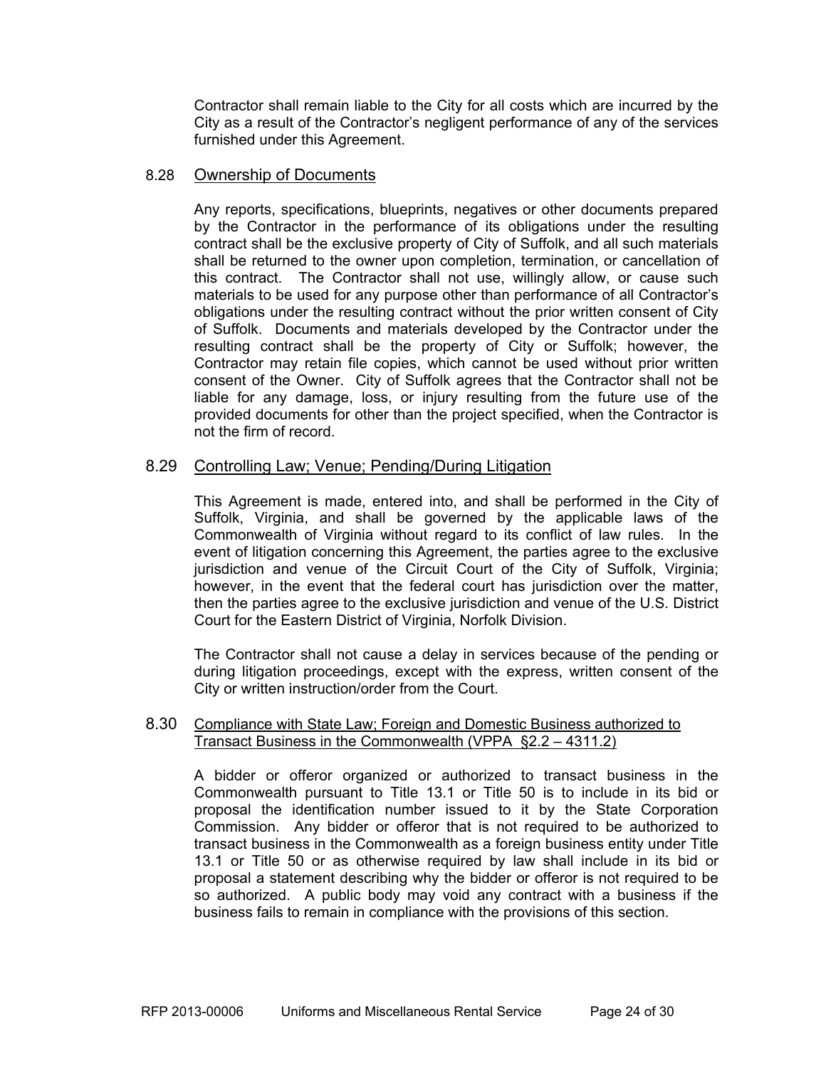Contractor shall remain liable to the City for all costs which are incurred by the City as a result of the Contractor's negligent performance of any of the services furnished under this Agreement.

### 8.28 Ownership of Documents

Any reports, specifications, blueprints, negatives or other documents prepared by the Contractor in the performance of its obligations under the resulting contract shall be the exclusive property of City of Suffolk, and all such materials shall be returned to the owner upon completion, termination, or cancellation of this contract. The Contractor shall not use, willingly allow, or cause such materials to be used for any purpose other than performance of all Contractor's obligations under the resulting contract without the prior written consent of City of Suffolk. Documents and materials developed by the Contractor under the resulting contract shall be the property of City or Suffolk; however, the Contractor may retain file copies, which cannot be used without prior written consent of the Owner. City of Suffolk agrees that the Contractor shall not be liable for any damage, loss, or injury resulting from the future use of the provided documents for other than the project specified, when the Contractor is not the firm of record.

### 8.29 Controlling Law; Venue; Pending/During Litigation

This Agreement is made, entered into, and shall be performed in the City of Suffolk, Virginia, and shall be governed by the applicable laws of the Commonwealth of Virginia without regard to its conflict of law rules. In the event of litigation concerning this Agreement, the parties agree to the exclusive jurisdiction and venue of the Circuit Court of the City of Suffolk, Virginia; however, in the event that the federal court has jurisdiction over the matter, then the parties agree to the exclusive jurisdiction and venue of the U.S. District Court for the Eastern District of Virginia, Norfolk Division.

The Contractor shall not cause a delay in services because of the pending or during litigation proceedings, except with the express, written consent of the City or written instruction/order from the Court.

### 8.30 Compliance with State Law; Foreign and Domestic Business authorized to Transact Business in the Commonwealth (VPPA §2.2 – 4311.2)

A bidder or offeror organized or authorized to transact business in the Commonwealth pursuant to Title 13.1 or Title 50 is to include in its bid or proposal the identification number issued to it by the State Corporation Commission. Any bidder or offeror that is not required to be authorized to transact business in the Commonwealth as a foreign business entity under Title 13.1 or Title 50 or as otherwise required by law shall include in its bid or proposal a statement describing why the bidder or offeror is not required to be so authorized. A public body may void any contract with a business if the business fails to remain in compliance with the provisions of this section.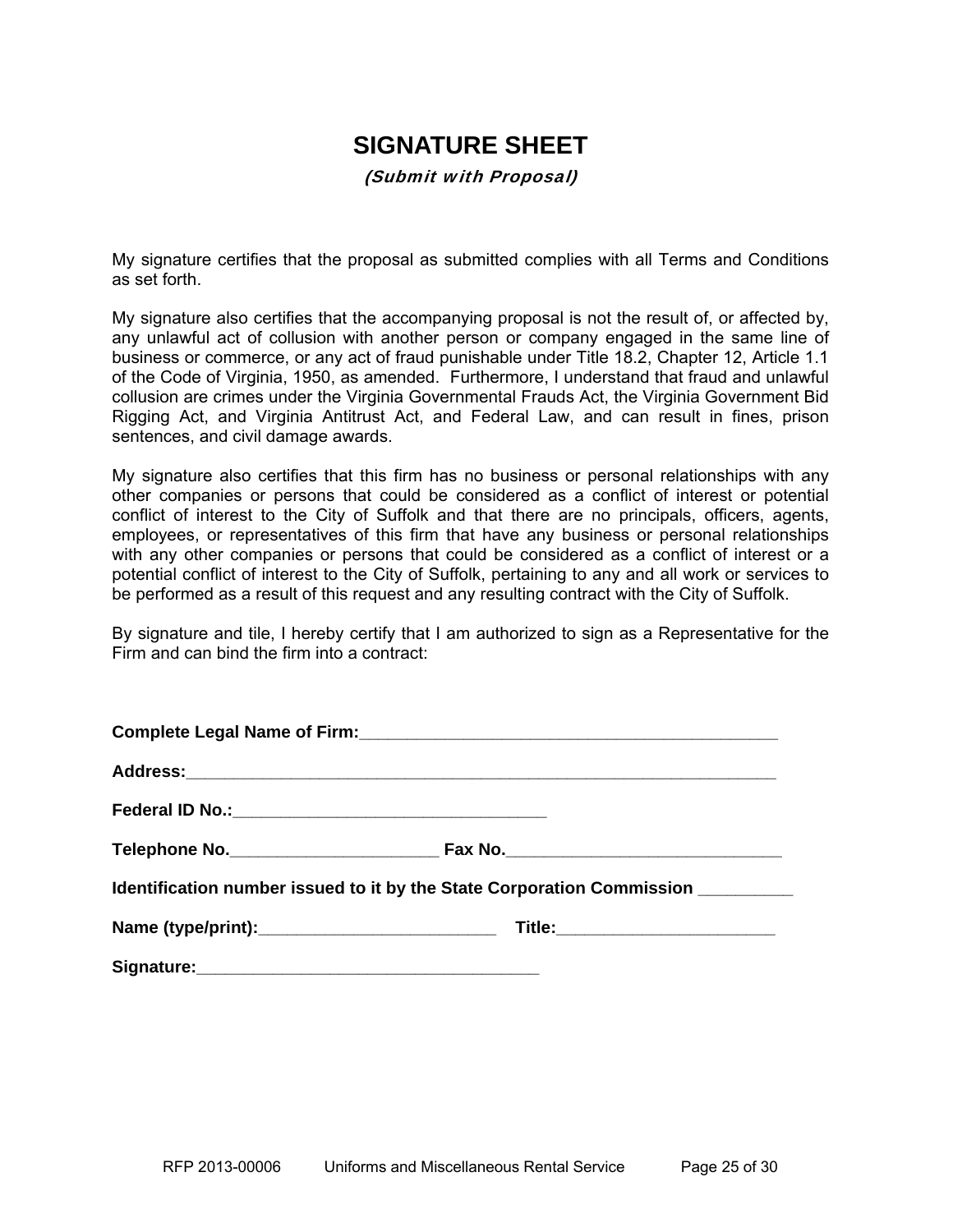# SIGNATURE SHEET

*(Submit with Proposal)*

My signature certifies that the proposal as submitted complies with all Terms and Conditions as set forth.

My signature also certifies that the accompanying proposal is not the result of, or affected by, any unlawful act of collusion with another person or company engaged in the same line of business or commerce, or any act of fraud punishable under Title 18.2, Chapter 12, Article 1.1 of the Code of Virginia, 1950, as amended. Furthermore, I understand that fraud and unlawful collusion are crimes under the Virginia Governmental Frauds Act, the Virginia Government Bid Rigging Act, and Virginia Antitrust Act, and Federal Law, and can result in fines, prison sentences, and civil damage awards.

My signature also certifies that this firm has no business or personal relationships with any other companies or persons that could be considered as a conflict of interest or potential conflict of interest to the City of Suffolk and that there are no principals, officers, agents, employees, or representatives of this firm that have any business or personal relationships with any other companies or persons that could be considered as a conflict of interest or a potential conflict of interest to the City of Suffolk, pertaining to any and all work or services to be performed as a result of this request and any resulting contract with the City of Suffolk.

By signature and tile, I hereby certify that I am authorized to sign as a Representative for the Firm and can bind the firm into a contract:

**Complete Legal Name of Firm:**_______________________________________________

**Address:**__________________________________________________________________

**Federal ID No.:**___________________________________

**Telephone No.**______________________ **Fax No.**_____________________________

**Identification number issued to it by the State Corporation Commission** __________

**Name (type/print):**__________________________ **Title:**________________________

**Signature:**______________________________________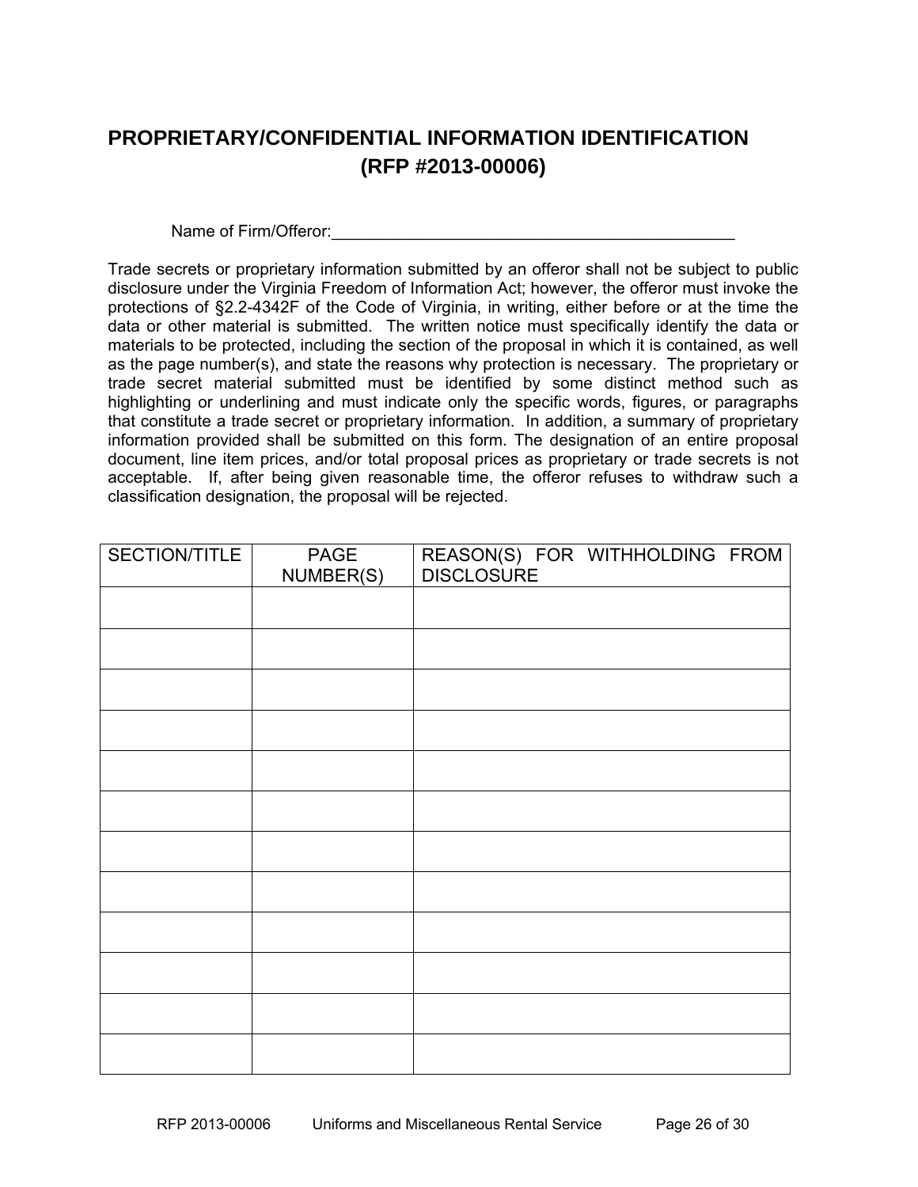# PROPRIETARY/CONFIDENTIAL INFORMATION IDENTIFICATION
# (RFP #2013-00006)

Name of Firm/Offeror:_____________________________________________

Trade secrets or proprietary information submitted by an offeror shall not be subject to public disclosure under the Virginia Freedom of Information Act; however, the offeror must invoke the protections of §2.2-4342F of the Code of Virginia, in writing, either before or at the time the data or other material is submitted. The written notice must specifically identify the data or materials to be protected, including the section of the proposal in which it is contained, as well as the page number(s), and state the reasons why protection is necessary. The proprietary or trade secret material submitted must be identified by some distinct method such as highlighting or underlining and must indicate only the specific words, figures, or paragraphs that constitute a trade secret or proprietary information. In addition, a summary of proprietary information provided shall be submitted on this form. The designation of an entire proposal document, line item prices, and/or total proposal prices as proprietary or trade secrets is not acceptable. If, after being given reasonable time, the offeror refuses to withdraw such a classification designation, the proposal will be rejected.

| SECTION/TITLE | PAGE NUMBER(S) | REASON(S) FOR WITHHOLDING FROM DISCLOSURE |
|---|---|---|
| | | |
| | | |
| | | |
| | | |
| | | |
| | | |
| | | |
| | | |
| | | |
| | | |
| | | |
| | | |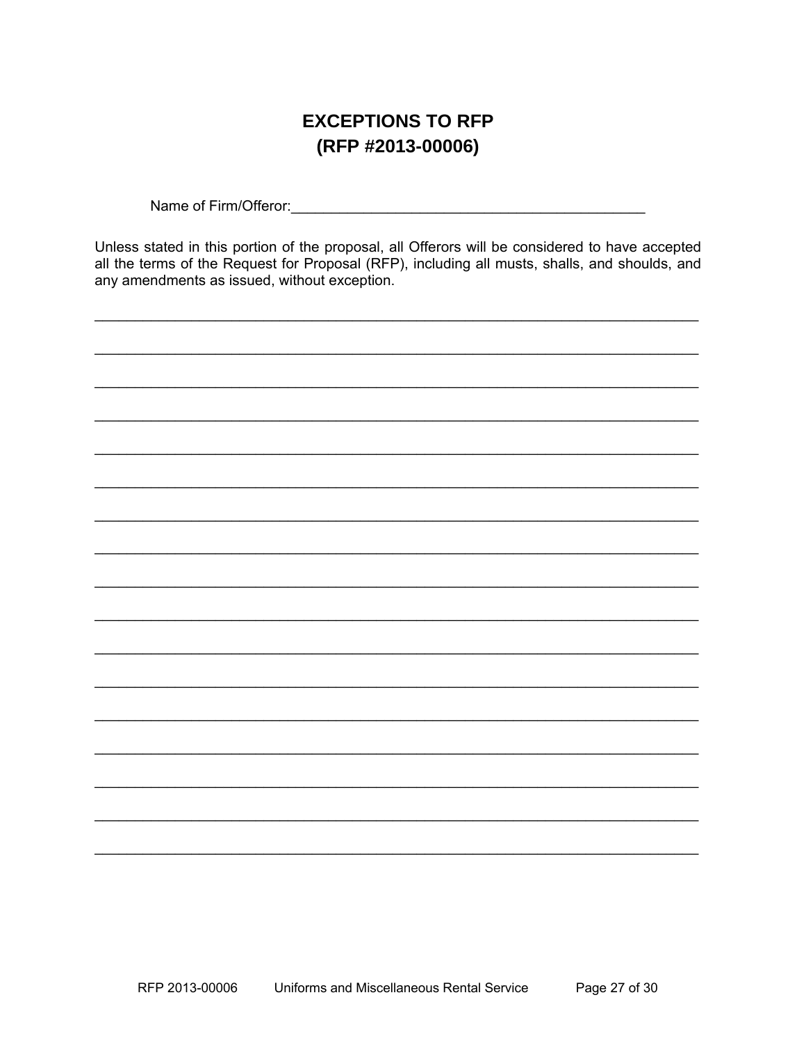# EXCEPTIONS TO RFP
# (RFP #2013-00006)

Name of Firm/Offeror:\_\_\_\_\_\_\_\_\_\_\_\_\_\_\_\_\_\_\_\_\_\_\_\_\_\_\_\_\_\_\_\_\_\_\_\_\_\_\_\_\_\_\_\_

Unless stated in this portion of the proposal, all Offerors will be considered to have accepted all the terms of the Request for Proposal (RFP), including all musts, shalls, and shoulds, and any amendments as issued, without exception.

\_\_\_\_\_\_\_\_\_\_\_\_\_\_\_\_\_\_\_\_\_\_\_\_\_\_\_\_\_\_\_\_\_\_\_\_\_\_\_\_\_\_\_\_\_\_\_\_\_\_\_\_\_\_\_\_\_\_\_\_\_\_\_\_\_\_\_\_\_\_\_\_

\_\_\_\_\_\_\_\_\_\_\_\_\_\_\_\_\_\_\_\_\_\_\_\_\_\_\_\_\_\_\_\_\_\_\_\_\_\_\_\_\_\_\_\_\_\_\_\_\_\_\_\_\_\_\_\_\_\_\_\_\_\_\_\_\_\_\_\_\_\_\_\_

\_\_\_\_\_\_\_\_\_\_\_\_\_\_\_\_\_\_\_\_\_\_\_\_\_\_\_\_\_\_\_\_\_\_\_\_\_\_\_\_\_\_\_\_\_\_\_\_\_\_\_\_\_\_\_\_\_\_\_\_\_\_\_\_\_\_\_\_\_\_\_\_

\_\_\_\_\_\_\_\_\_\_\_\_\_\_\_\_\_\_\_\_\_\_\_\_\_\_\_\_\_\_\_\_\_\_\_\_\_\_\_\_\_\_\_\_\_\_\_\_\_\_\_\_\_\_\_\_\_\_\_\_\_\_\_\_\_\_\_\_\_\_\_\_

\_\_\_\_\_\_\_\_\_\_\_\_\_\_\_\_\_\_\_\_\_\_\_\_\_\_\_\_\_\_\_\_\_\_\_\_\_\_\_\_\_\_\_\_\_\_\_\_\_\_\_\_\_\_\_\_\_\_\_\_\_\_\_\_\_\_\_\_\_\_\_\_

\_\_\_\_\_\_\_\_\_\_\_\_\_\_\_\_\_\_\_\_\_\_\_\_\_\_\_\_\_\_\_\_\_\_\_\_\_\_\_\_\_\_\_\_\_\_\_\_\_\_\_\_\_\_\_\_\_\_\_\_\_\_\_\_\_\_\_\_\_\_\_\_

\_\_\_\_\_\_\_\_\_\_\_\_\_\_\_\_\_\_\_\_\_\_\_\_\_\_\_\_\_\_\_\_\_\_\_\_\_\_\_\_\_\_\_\_\_\_\_\_\_\_\_\_\_\_\_\_\_\_\_\_\_\_\_\_\_\_\_\_\_\_\_\_

\_\_\_\_\_\_\_\_\_\_\_\_\_\_\_\_\_\_\_\_\_\_\_\_\_\_\_\_\_\_\_\_\_\_\_\_\_\_\_\_\_\_\_\_\_\_\_\_\_\_\_\_\_\_\_\_\_\_\_\_\_\_\_\_\_\_\_\_\_\_\_\_

\_\_\_\_\_\_\_\_\_\_\_\_\_\_\_\_\_\_\_\_\_\_\_\_\_\_\_\_\_\_\_\_\_\_\_\_\_\_\_\_\_\_\_\_\_\_\_\_\_\_\_\_\_\_\_\_\_\_\_\_\_\_\_\_\_\_\_\_\_\_\_\_

\_\_\_\_\_\_\_\_\_\_\_\_\_\_\_\_\_\_\_\_\_\_\_\_\_\_\_\_\_\_\_\_\_\_\_\_\_\_\_\_\_\_\_\_\_\_\_\_\_\_\_\_\_\_\_\_\_\_\_\_\_\_\_\_\_\_\_\_\_\_\_\_

\_\_\_\_\_\_\_\_\_\_\_\_\_\_\_\_\_\_\_\_\_\_\_\_\_\_\_\_\_\_\_\_\_\_\_\_\_\_\_\_\_\_\_\_\_\_\_\_\_\_\_\_\_\_\_\_\_\_\_\_\_\_\_\_\_\_\_\_\_\_\_\_

\_\_\_\_\_\_\_\_\_\_\_\_\_\_\_\_\_\_\_\_\_\_\_\_\_\_\_\_\_\_\_\_\_\_\_\_\_\_\_\_\_\_\_\_\_\_\_\_\_\_\_\_\_\_\_\_\_\_\_\_\_\_\_\_\_\_\_\_\_\_\_\_

\_\_\_\_\_\_\_\_\_\_\_\_\_\_\_\_\_\_\_\_\_\_\_\_\_\_\_\_\_\_\_\_\_\_\_\_\_\_\_\_\_\_\_\_\_\_\_\_\_\_\_\_\_\_\_\_\_\_\_\_\_\_\_\_\_\_\_\_\_\_\_\_

\_\_\_\_\_\_\_\_\_\_\_\_\_\_\_\_\_\_\_\_\_\_\_\_\_\_\_\_\_\_\_\_\_\_\_\_\_\_\_\_\_\_\_\_\_\_\_\_\_\_\_\_\_\_\_\_\_\_\_\_\_\_\_\_\_\_\_\_\_\_\_\_

\_\_\_\_\_\_\_\_\_\_\_\_\_\_\_\_\_\_\_\_\_\_\_\_\_\_\_\_\_\_\_\_\_\_\_\_\_\_\_\_\_\_\_\_\_\_\_\_\_\_\_\_\_\_\_\_\_\_\_\_\_\_\_\_\_\_\_\_\_\_\_\_

\_\_\_\_\_\_\_\_\_\_\_\_\_\_\_\_\_\_\_\_\_\_\_\_\_\_\_\_\_\_\_\_\_\_\_\_\_\_\_\_\_\_\_\_\_\_\_\_\_\_\_\_\_\_\_\_\_\_\_\_\_\_\_\_\_\_\_\_\_\_\_\_

\_\_\_\_\_\_\_\_\_\_\_\_\_\_\_\_\_\_\_\_\_\_\_\_\_\_\_\_\_\_\_\_\_\_\_\_\_\_\_\_\_\_\_\_\_\_\_\_\_\_\_\_\_\_\_\_\_\_\_\_\_\_\_\_\_\_\_\_\_\_\_\_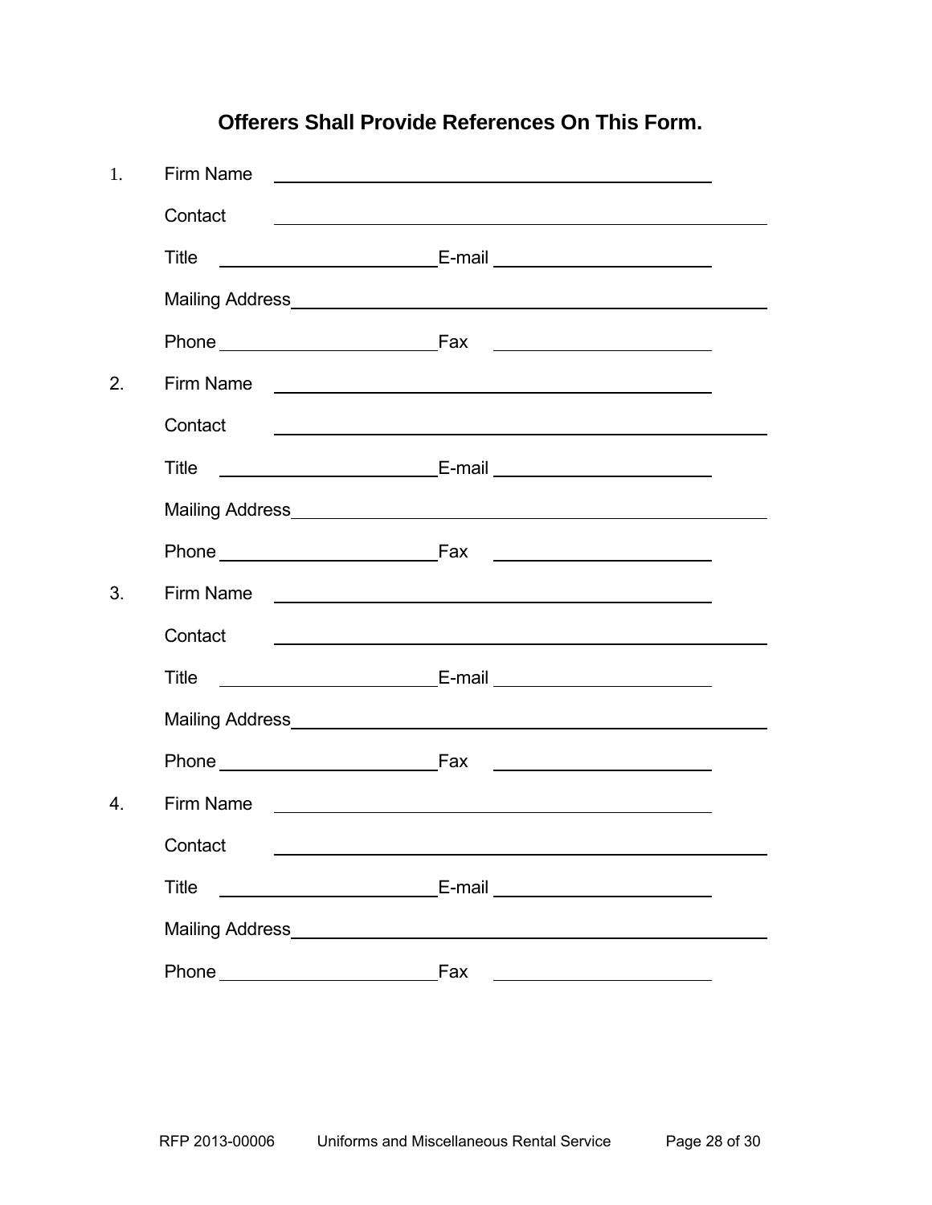**Offerers Shall Provide References On This Form.**

1. Firm Name \_\_\_\_\_\_\_\_\_\_\_\_\_\_\_\_\_\_\_\_\_\_\_\_\_\_\_\_\_\_\_\_\_\_\_\_\_\_\_\_

   Contact \_\_\_\_\_\_\_\_\_\_\_\_\_\_\_\_\_\_\_\_\_\_\_\_\_\_\_\_\_\_\_\_\_\_\_\_\_\_\_\_\_\_\_\_

   Title \_\_\_\_\_\_\_\_\_\_\_\_\_\_\_\_\_\_\_\_ E-mail \_\_\_\_\_\_\_\_\_\_\_\_\_\_\_\_\_\_\_\_

   Mailing Address \_\_\_\_\_\_\_\_\_\_\_\_\_\_\_\_\_\_\_\_\_\_\_\_\_\_\_\_\_\_\_\_\_\_\_\_\_\_\_\_\_\_\_\_

   Phone \_\_\_\_\_\_\_\_\_\_\_\_\_\_\_\_\_\_\_\_ Fax \_\_\_\_\_\_\_\_\_\_\_\_\_\_\_\_\_\_\_\_

2. Firm Name \_\_\_\_\_\_\_\_\_\_\_\_\_\_\_\_\_\_\_\_\_\_\_\_\_\_\_\_\_\_\_\_\_\_\_\_\_\_\_\_

   Contact \_\_\_\_\_\_\_\_\_\_\_\_\_\_\_\_\_\_\_\_\_\_\_\_\_\_\_\_\_\_\_\_\_\_\_\_\_\_\_\_\_\_\_\_

   Title \_\_\_\_\_\_\_\_\_\_\_\_\_\_\_\_\_\_\_\_ E-mail \_\_\_\_\_\_\_\_\_\_\_\_\_\_\_\_\_\_\_\_

   Mailing Address \_\_\_\_\_\_\_\_\_\_\_\_\_\_\_\_\_\_\_\_\_\_\_\_\_\_\_\_\_\_\_\_\_\_\_\_\_\_\_\_\_\_\_\_

   Phone \_\_\_\_\_\_\_\_\_\_\_\_\_\_\_\_\_\_\_\_ Fax \_\_\_\_\_\_\_\_\_\_\_\_\_\_\_\_\_\_\_\_

3. Firm Name \_\_\_\_\_\_\_\_\_\_\_\_\_\_\_\_\_\_\_\_\_\_\_\_\_\_\_\_\_\_\_\_\_\_\_\_\_\_\_\_

   Contact \_\_\_\_\_\_\_\_\_\_\_\_\_\_\_\_\_\_\_\_\_\_\_\_\_\_\_\_\_\_\_\_\_\_\_\_\_\_\_\_\_\_\_\_

   Title \_\_\_\_\_\_\_\_\_\_\_\_\_\_\_\_\_\_\_\_ E-mail \_\_\_\_\_\_\_\_\_\_\_\_\_\_\_\_\_\_\_\_

   Mailing Address \_\_\_\_\_\_\_\_\_\_\_\_\_\_\_\_\_\_\_\_\_\_\_\_\_\_\_\_\_\_\_\_\_\_\_\_\_\_\_\_\_\_\_\_

   Phone \_\_\_\_\_\_\_\_\_\_\_\_\_\_\_\_\_\_\_\_ Fax \_\_\_\_\_\_\_\_\_\_\_\_\_\_\_\_\_\_\_\_

4. Firm Name \_\_\_\_\_\_\_\_\_\_\_\_\_\_\_\_\_\_\_\_\_\_\_\_\_\_\_\_\_\_\_\_\_\_\_\_\_\_\_\_

   Contact \_\_\_\_\_\_\_\_\_\_\_\_\_\_\_\_\_\_\_\_\_\_\_\_\_\_\_\_\_\_\_\_\_\_\_\_\_\_\_\_\_\_\_\_

   Title \_\_\_\_\_\_\_\_\_\_\_\_\_\_\_\_\_\_\_\_ E-mail \_\_\_\_\_\_\_\_\_\_\_\_\_\_\_\_\_\_\_\_

   Mailing Address \_\_\_\_\_\_\_\_\_\_\_\_\_\_\_\_\_\_\_\_\_\_\_\_\_\_\_\_\_\_\_\_\_\_\_\_\_\_\_\_\_\_\_\_

   Phone \_\_\_\_\_\_\_\_\_\_\_\_\_\_\_\_\_\_\_\_ Fax \_\_\_\_\_\_\_\_\_\_\_\_\_\_\_\_\_\_\_\_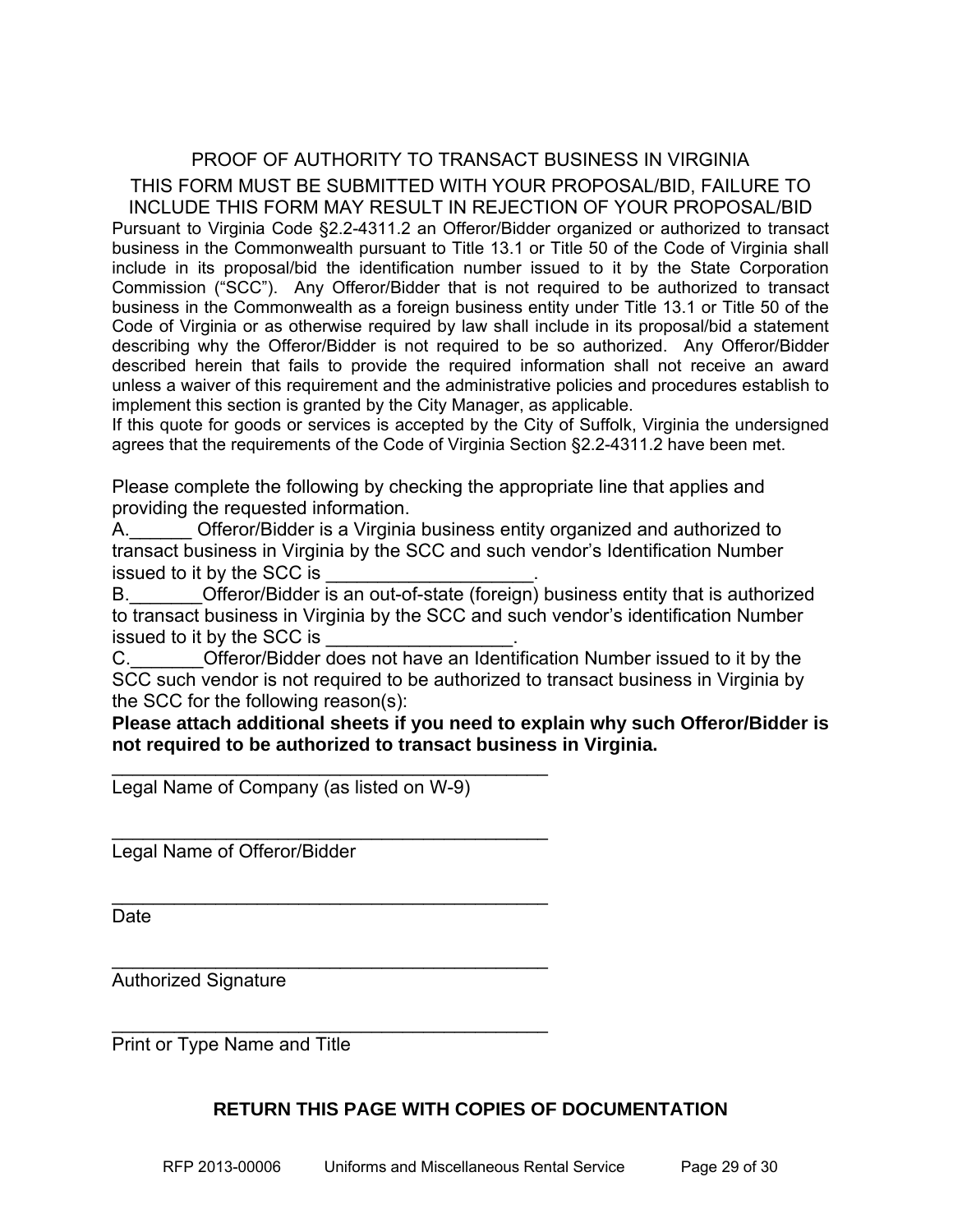# PROOF OF AUTHORITY TO TRANSACT BUSINESS IN VIRGINIA

## THIS FORM MUST BE SUBMITTED WITH YOUR PROPOSAL/BID, FAILURE TO INCLUDE THIS FORM MAY RESULT IN REJECTION OF YOUR PROPOSAL/BID

Pursuant to Virginia Code §2.2-4311.2 an Offeror/Bidder organized or authorized to transact business in the Commonwealth pursuant to Title 13.1 or Title 50 of the Code of Virginia shall include in its proposal/bid the identification number issued to it by the State Corporation Commission ("SCC"). Any Offeror/Bidder that is not required to be authorized to transact business in the Commonwealth as a foreign business entity under Title 13.1 or Title 50 of the Code of Virginia or as otherwise required by law shall include in its proposal/bid a statement describing why the Offeror/Bidder is not required to be so authorized. Any Offeror/Bidder described herein that fails to provide the required information shall not receive an award unless a waiver of this requirement and the administrative policies and procedures establish to implement this section is granted by the City Manager, as applicable.

If this quote for goods or services is accepted by the City of Suffolk, Virginia the undersigned agrees that the requirements of the Code of Virginia Section §2.2-4311.2 have been met.

Please complete the following by checking the appropriate line that applies and providing the requested information.

A.______ Offeror/Bidder is a Virginia business entity organized and authorized to transact business in Virginia by the SCC and such vendor's Identification Number issued to it by the SCC is ____________________.

B._______Offeror/Bidder is an out-of-state (foreign) business entity that is authorized to transact business in Virginia by the SCC and such vendor's identification Number issued to it by the SCC is __________________.

C._______Offeror/Bidder does not have an Identification Number issued to it by the SCC such vendor is not required to be authorized to transact business in Virginia by the SCC for the following reason(s):

**Please attach additional sheets if you need to explain why such Offeror/Bidder is not required to be authorized to transact business in Virginia.**

_____________________________________________
Legal Name of Company (as listed on W-9)

_____________________________________________
Legal Name of Offeror/Bidder

_____________________________________________
Date

_____________________________________________
Authorized Signature

_____________________________________________
Print or Type Name and Title

**RETURN THIS PAGE WITH COPIES OF DOCUMENTATION**

RFP 2013-00006 Uniforms and Miscellaneous Rental Service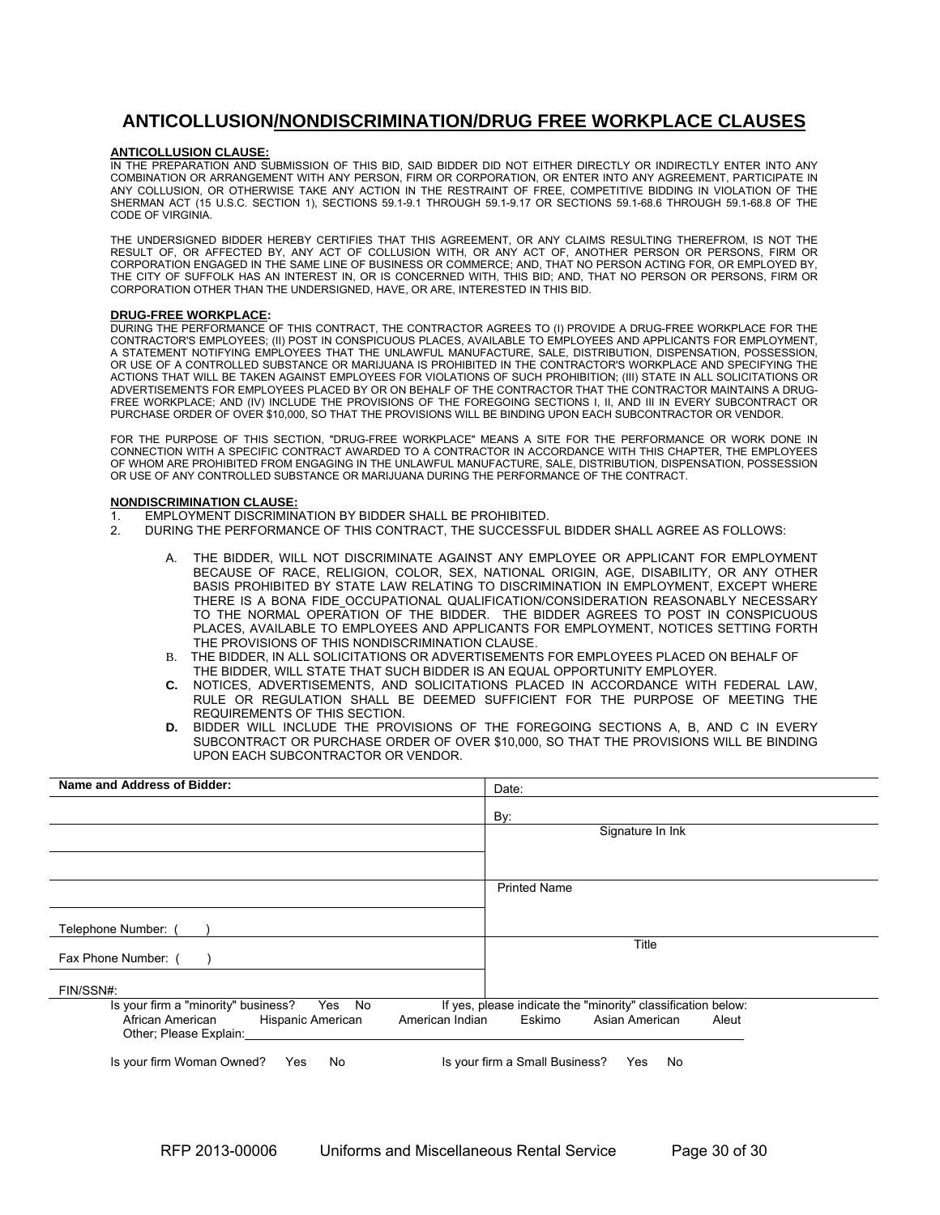# ANTICOLLUSION/NONDISCRIMINATION/DRUG FREE WORKPLACE CLAUSES

**ANTICOLLUSION CLAUSE:**

IN THE PREPARATION AND SUBMISSION OF THIS BID, SAID BIDDER DID NOT EITHER DIRECTLY OR INDIRECTLY ENTER INTO ANY COMBINATION OR ARRANGEMENT WITH ANY PERSON, FIRM OR CORPORATION, OR ENTER INTO ANY AGREEMENT, PARTICIPATE IN ANY COLLUSION, OR OTHERWISE TAKE ANY ACTION IN THE RESTRAINT OF FREE, COMPETITIVE BIDDING IN VIOLATION OF THE SHERMAN ACT (15 U.S.C. SECTION 1), SECTIONS 59.1-9.1 THROUGH 59.1-9.17 OR SECTIONS 59.1-68.6 THROUGH 59.1-68.8 OF THE CODE OF VIRGINIA.

THE UNDERSIGNED BIDDER HEREBY CERTIFIES THAT THIS AGREEMENT, OR ANY CLAIMS RESULTING THEREFROM, IS NOT THE RESULT OF, OR AFFECTED BY, ANY ACT OF COLLUSION WITH, OR ANY ACT OF, ANOTHER PERSON OR PERSONS, FIRM OR CORPORATION ENGAGED IN THE SAME LINE OF BUSINESS OR COMMERCE; AND, THAT NO PERSON ACTING FOR, OR EMPLOYED BY, THE CITY OF SUFFOLK HAS AN INTEREST IN, OR IS CONCERNED WITH, THIS BID; AND, THAT NO PERSON OR PERSONS, FIRM OR CORPORATION OTHER THAN THE UNDERSIGNED, HAVE, OR ARE, INTERESTED IN THIS BID.

**DRUG-FREE WORKPLACE:**

DURING THE PERFORMANCE OF THIS CONTRACT, THE CONTRACTOR AGREES TO (I) PROVIDE A DRUG-FREE WORKPLACE FOR THE CONTRACTOR'S EMPLOYEES; (II) POST IN CONSPICUOUS PLACES, AVAILABLE TO EMPLOYEES AND APPLICANTS FOR EMPLOYMENT, A STATEMENT NOTIFYING EMPLOYEES THAT THE UNLAWFUL MANUFACTURE, SALE, DISTRIBUTION, DISPENSATION, POSSESSION, OR USE OF A CONTROLLED SUBSTANCE OR MARIJUANA IS PROHIBITED IN THE CONTRACTOR'S WORKPLACE AND SPECIFYING THE ACTIONS THAT WILL BE TAKEN AGAINST EMPLOYEES FOR VIOLATIONS OF SUCH PROHIBITION; (III) STATE IN ALL SOLICITATIONS OR ADVERTISEMENTS FOR EMPLOYEES PLACED BY OR ON BEHALF OF THE CONTRACTOR THAT THE CONTRACTOR MAINTAINS A DRUG-FREE WORKPLACE; AND (IV) INCLUDE THE PROVISIONS OF THE FOREGOING SECTIONS I, II, AND III IN EVERY SUBCONTRACT OR PURCHASE ORDER OF OVER $10,000, SO THAT THE PROVISIONS WILL BE BINDING UPON EACH SUBCONTRACTOR OR VENDOR.

FOR THE PURPOSE OF THIS SECTION, "DRUG-FREE WORKPLACE" MEANS A SITE FOR THE PERFORMANCE OR WORK DONE IN CONNECTION WITH A SPECIFIC CONTRACT AWARDED TO A CONTRACTOR IN ACCORDANCE WITH THIS CHAPTER, THE EMPLOYEES OF WHOM ARE PROHIBITED FROM ENGAGING IN THE UNLAWFUL MANUFACTURE, SALE, DISTRIBUTION, DISPENSATION, POSSESSION OR USE OF ANY CONTROLLED SUBSTANCE OR MARIJUANA DURING THE PERFORMANCE OF THE CONTRACT.

**NONDISCRIMINATION CLAUSE:**

1. EMPLOYMENT DISCRIMINATION BY BIDDER SHALL BE PROHIBITED.
2. DURING THE PERFORMANCE OF THIS CONTRACT, THE SUCCESSFUL BIDDER SHALL AGREE AS FOLLOWS:

   A. THE BIDDER, WILL NOT DISCRIMINATE AGAINST ANY EMPLOYEE OR APPLICANT FOR EMPLOYMENT BECAUSE OF RACE, RELIGION, COLOR, SEX, NATIONAL ORIGIN, AGE, DISABILITY, OR ANY OTHER BASIS PROHIBITED BY STATE LAW RELATING TO DISCRIMINATION IN EMPLOYMENT, EXCEPT WHERE THERE IS A BONA FIDE OCCUPATIONAL QUALIFICATION/CONSIDERATION REASONABLY NECESSARY TO THE NORMAL OPERATION OF THE BIDDER. THE BIDDER AGREES TO POST IN CONSPICUOUS PLACES, AVAILABLE TO EMPLOYEES AND APPLICANTS FOR EMPLOYMENT, NOTICES SETTING FORTH THE PROVISIONS OF THIS NONDISCRIMINATION CLAUSE.

   B. THE BIDDER, IN ALL SOLICITATIONS OR ADVERTISEMENTS FOR EMPLOYEES PLACED ON BEHALF OF THE BIDDER, WILL STATE THAT SUCH BIDDER IS AN EQUAL OPPORTUNITY EMPLOYER.

   **C.** NOTICES, ADVERTISEMENTS, AND SOLICITATIONS PLACED IN ACCORDANCE WITH FEDERAL LAW, RULE OR REGULATION SHALL BE DEEMED SUFFICIENT FOR THE PURPOSE OF MEETING THE REQUIREMENTS OF THIS SECTION.

   **D.** BIDDER WILL INCLUDE THE PROVISIONS OF THE FOREGOING SECTIONS A, B, AND C IN EVERY SUBCONTRACT OR PURCHASE ORDER OF OVER $10,000, SO THAT THE PROVISIONS WILL BE BINDING UPON EACH SUBCONTRACTOR OR VENDOR.

| **Name and Address of Bidder:** | Date: |
|---|---|
| | By: |
| | Signature In Ink |
| | |
| | Printed Name |
| Telephone Number: ( ) | |
| Fax Phone Number: ( ) | Title |
| FIN/SSN#: | |

Is your firm a "minority" business? Yes No    If yes, please indicate the "minority" classification below:

African American    Hispanic American    American Indian    Eskimo    Asian American    Aleut

Other; Please Explain: ______________________

Is your firm Woman Owned? Yes No    Is your firm a Small Business? Yes No